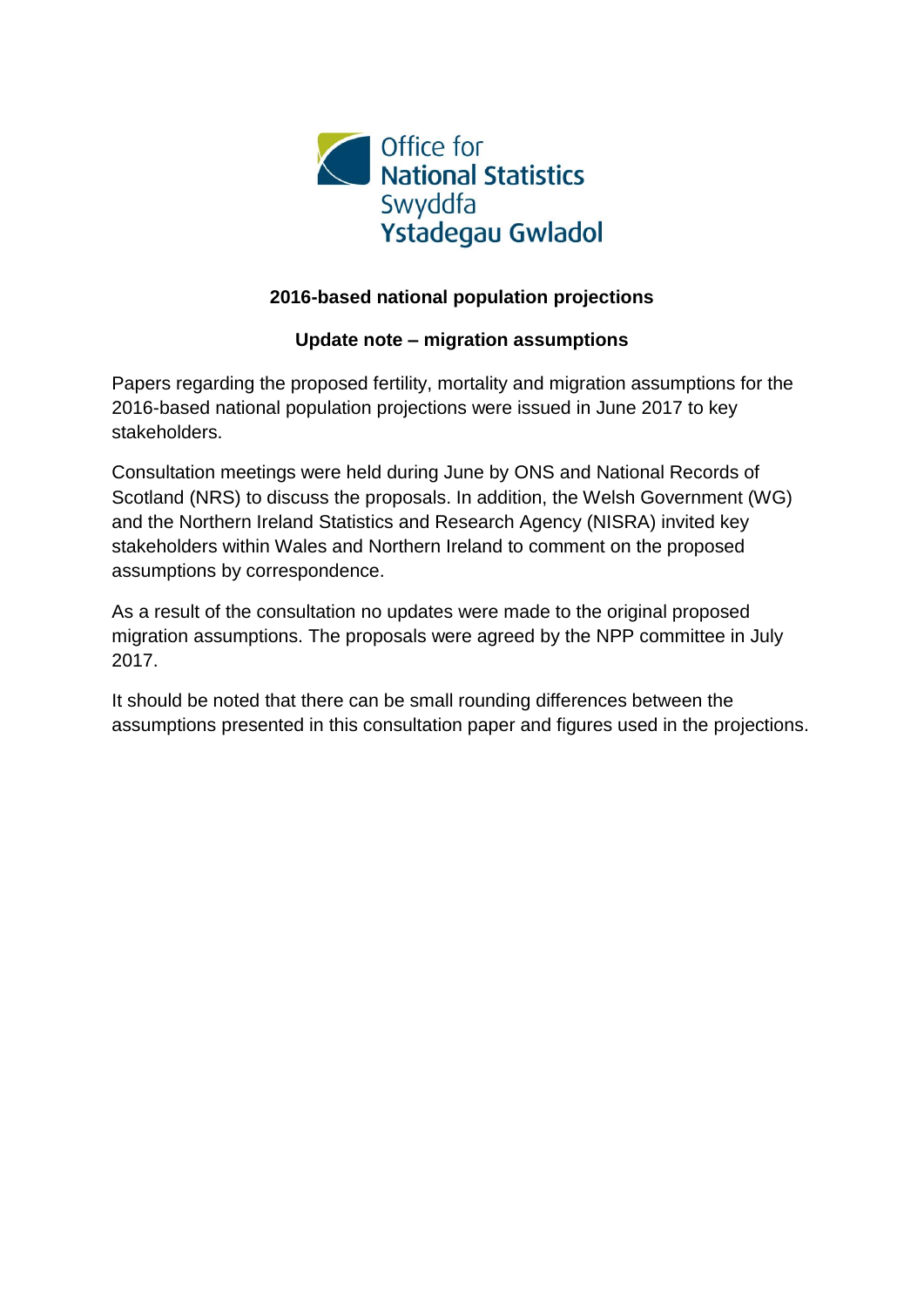Office for
National Statistics
Swyddfa
Ystadegau Gwladol

## 2016-based national population projections

### Update note – migration assumptions

Papers regarding the proposed fertility, mortality and migration assumptions for the 2016-based national population projections were issued in June 2017 to key stakeholders.

Consultation meetings were held during June by ONS and National Records of Scotland (NRS) to discuss the proposals. In addition, the Welsh Government (WG) and the Northern Ireland Statistics and Research Agency (NISRA) invited key stakeholders within Wales and Northern Ireland to comment on the proposed assumptions by correspondence.

As a result of the consultation no updates were made to the original proposed migration assumptions. The proposals were agreed by the NPP committee in July 2017.

It should be noted that there can be small rounding differences between the assumptions presented in this consultation paper and figures used in the projections.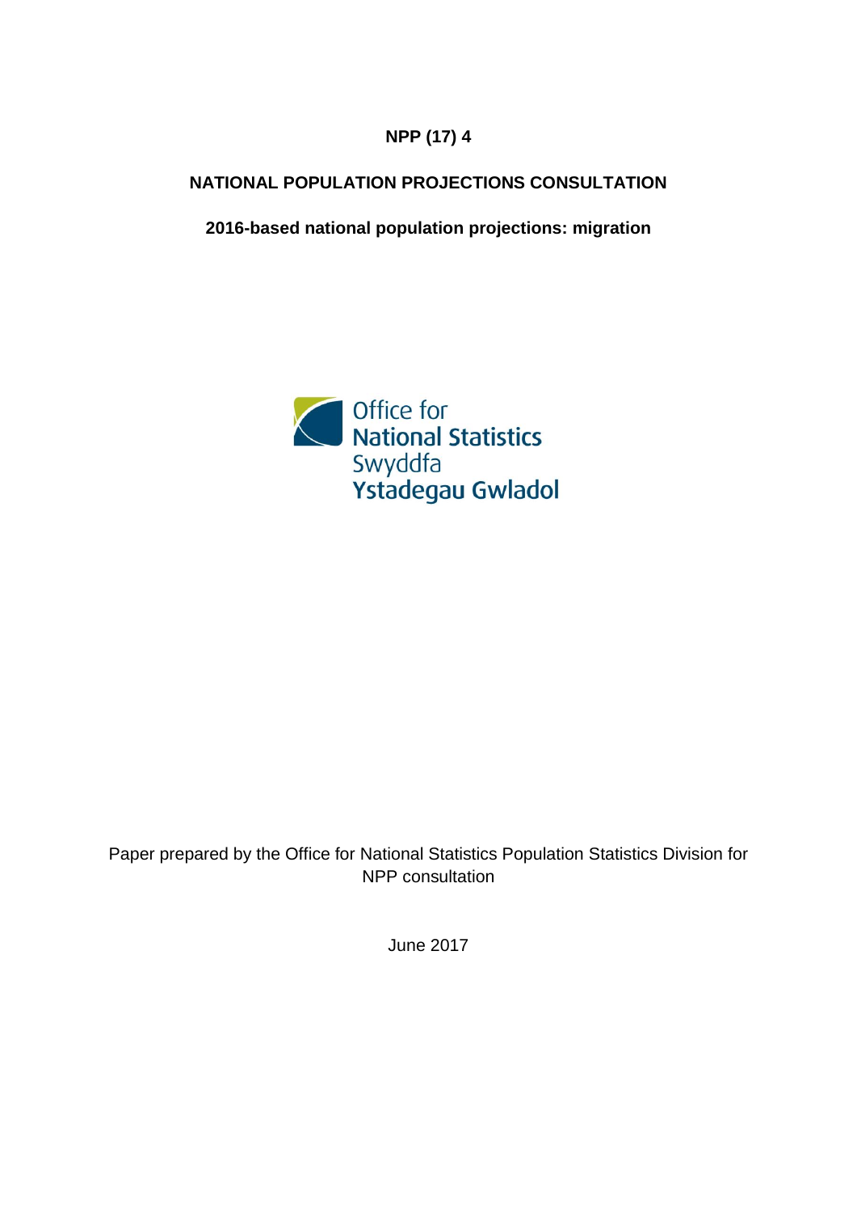**NPP (17) 4**

**NATIONAL POPULATION PROJECTIONS CONSULTATION**

**2016-based national population projections: migration**

Office for National Statistics
Swyddfa Ystadegau Gwladol

Paper prepared by the Office for National Statistics Population Statistics Division for NPP consultation

June 2017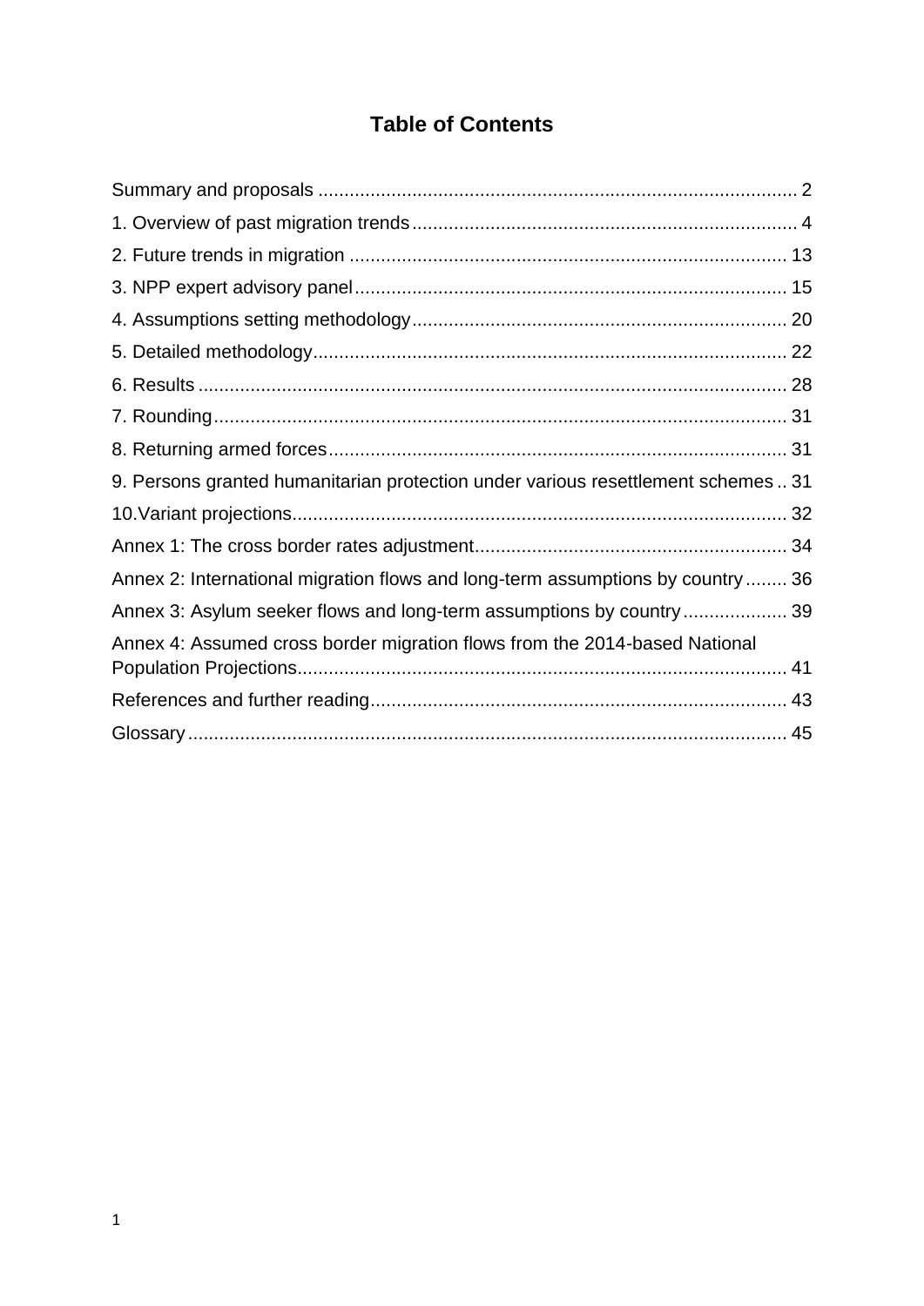# Table of Contents

Summary and proposals ........................................................................................... 2

1. Overview of past migration trends ......................................................................... 4

2. Future trends in migration ................................................................................... 13

3. NPP expert advisory panel .................................................................................. 15

4. Assumptions setting methodology ....................................................................... 20

5. Detailed methodology .......................................................................................... 22

6. Results ................................................................................................................ 28

7. Rounding ............................................................................................................. 31

8. Returning armed forces ....................................................................................... 31

9. Persons granted humanitarian protection under various resettlement schemes .. 31

10.Variant projections .............................................................................................. 32

Annex 1: The cross border rates adjustment ........................................................... 34

Annex 2: International migration flows and long-term assumptions by country ........ 36

Annex 3: Asylum seeker flows and long-term assumptions by country .................... 39

Annex 4: Assumed cross border migration flows from the 2014-based National Population Projections ............................................................................................. 41

References and further reading ............................................................................... 43

Glossary ................................................................................................................. 45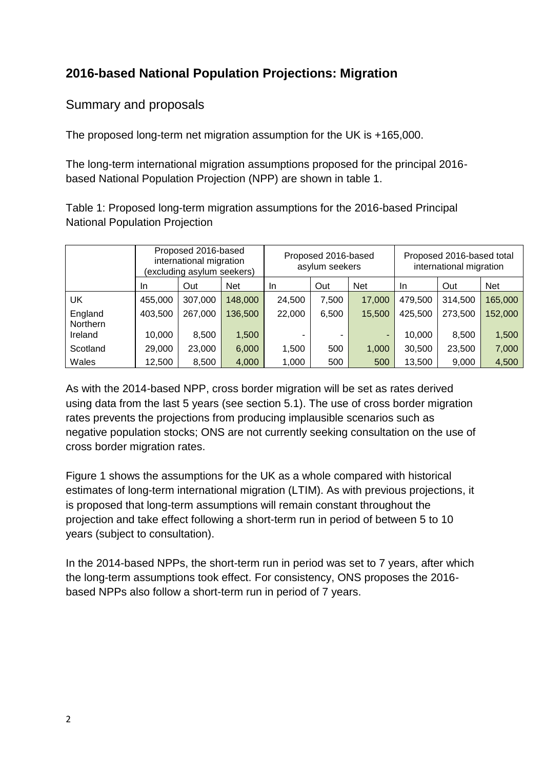## 2016-based National Population Projections: Migration

### Summary and proposals

The proposed long-term net migration assumption for the UK is +165,000.

The long-term international migration assumptions proposed for the principal 2016-based National Population Projection (NPP) are shown in table 1.

Table 1: Proposed long-term migration assumptions for the 2016-based Principal National Population Projection

| | Proposed 2016-based international migration (excluding asylum seekers) | | | Proposed 2016-based asylum seekers | | | Proposed 2016-based total international migration | | |
|---|---|---|---|---|---|---|---|---|---|
| | In | Out | Net | In | Out | Net | In | Out | Net |
| UK | 455,000 | 307,000 | 148,000 | 24,500 | 7,500 | 17,000 | 479,500 | 314,500 | 165,000 |
| England | 403,500 | 267,000 | 136,500 | 22,000 | 6,500 | 15,500 | 425,500 | 273,500 | 152,000 |
| Northern Ireland | 10,000 | 8,500 | 1,500 | - | - | - | 10,000 | 8,500 | 1,500 |
| Scotland | 29,000 | 23,000 | 6,000 | 1,500 | 500 | 1,000 | 30,500 | 23,500 | 7,000 |
| Wales | 12,500 | 8,500 | 4,000 | 1,000 | 500 | 500 | 13,500 | 9,000 | 4,500 |

As with the 2014-based NPP, cross border migration will be set as rates derived using data from the last 5 years (see section 5.1). The use of cross border migration rates prevents the projections from producing implausible scenarios such as negative population stocks; ONS are not currently seeking consultation on the use of cross border migration rates.

Figure 1 shows the assumptions for the UK as a whole compared with historical estimates of long-term international migration (LTIM). As with previous projections, it is proposed that long-term assumptions will remain constant throughout the projection and take effect following a short-term run in period of between 5 to 10 years (subject to consultation).

In the 2014-based NPPs, the short-term run in period was set to 7 years, after which the long-term assumptions took effect. For consistency, ONS proposes the 2016-based NPPs also follow a short-term run in period of 7 years.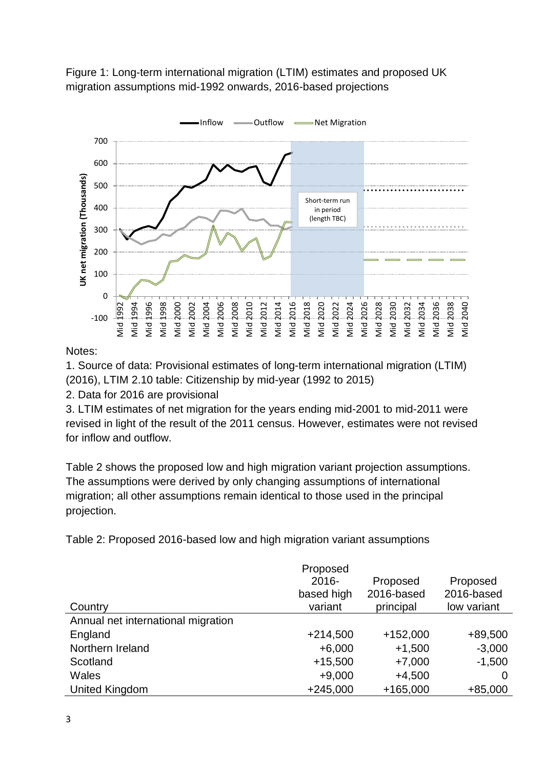Figure 1: Long-term international migration (LTIM) estimates and proposed UK migration assumptions mid-1992 onwards, 2016-based projections

Notes:

1. Source of data: Provisional estimates of long-term international migration (LTIM) (2016), LTIM 2.10 table: Citizenship by mid-year (1992 to 2015)
2. Data for 2016 are provisional
3. LTIM estimates of net migration for the years ending mid-2001 to mid-2011 were revised in light of the result of the 2011 census. However, estimates were not revised for inflow and outflow.

Table 2 shows the proposed low and high migration variant projection assumptions. The assumptions were derived by only changing assumptions of international migration; all other assumptions remain identical to those used in the principal projection.

Table 2: Proposed 2016-based low and high migration variant assumptions

| Country | Proposed 2016-based high variant | Proposed 2016-based principal | Proposed 2016-based low variant |
|---|---|---|---|
| Annual net international migration | | | |
| England | +214,500 | +152,000 | +89,500 |
| Northern Ireland | +6,000 | +1,500 | -3,000 |
| Scotland | +15,500 | +7,000 | -1,500 |
| Wales | +9,000 | +4,500 | 0 |
| United Kingdom | +245,000 | +165,000 | +85,000 |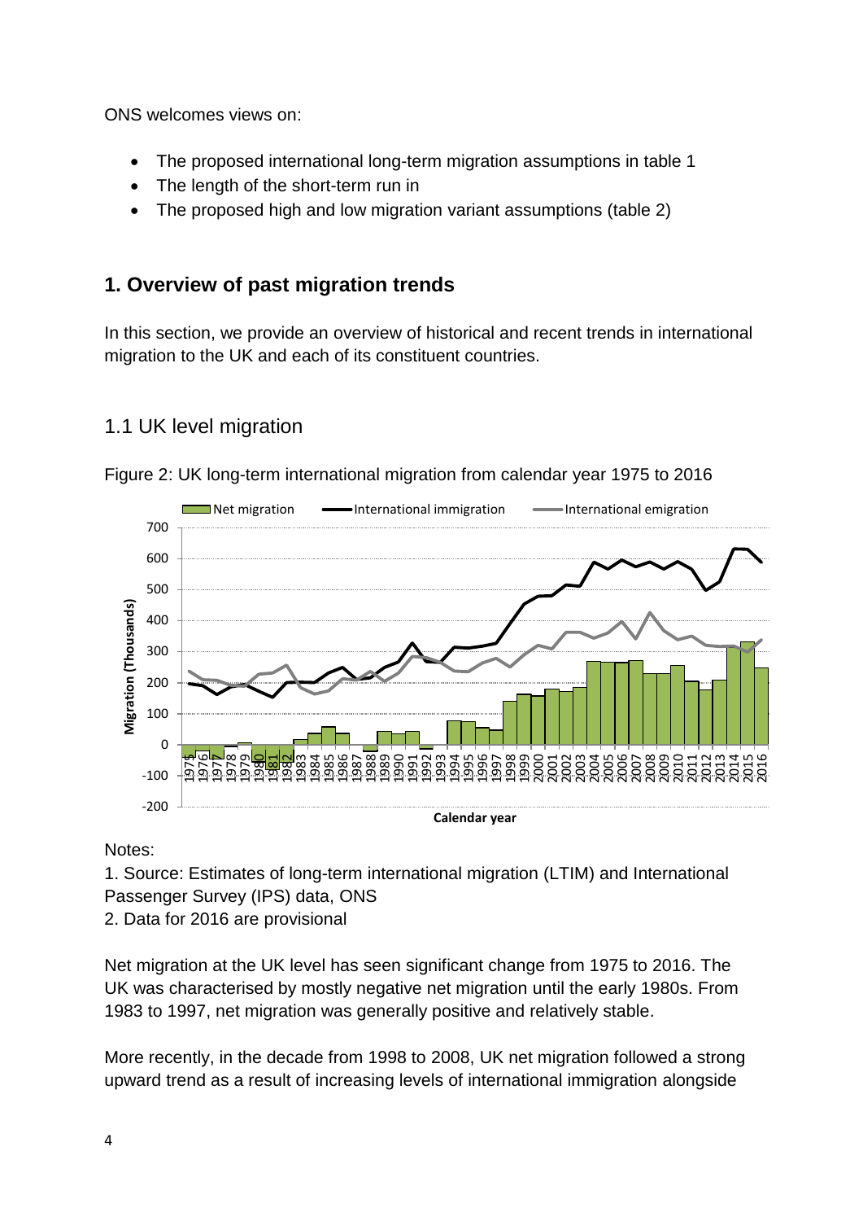ONS welcomes views on:

- The proposed international long-term migration assumptions in table 1
- The length of the short-term run in
- The proposed high and low migration variant assumptions (table 2)

## 1. Overview of past migration trends

In this section, we provide an overview of historical and recent trends in international migration to the UK and each of its constituent countries.

### 1.1 UK level migration

Figure 2: UK long-term international migration from calendar year 1975 to 2016

Notes:

1. Source: Estimates of long-term international migration (LTIM) and International Passenger Survey (IPS) data, ONS
2. Data for 2016 are provisional

Net migration at the UK level has seen significant change from 1975 to 2016. The UK was characterised by mostly negative net migration until the early 1980s. From 1983 to 1997, net migration was generally positive and relatively stable.

More recently, in the decade from 1998 to 2008, UK net migration followed a strong upward trend as a result of increasing levels of international immigration alongside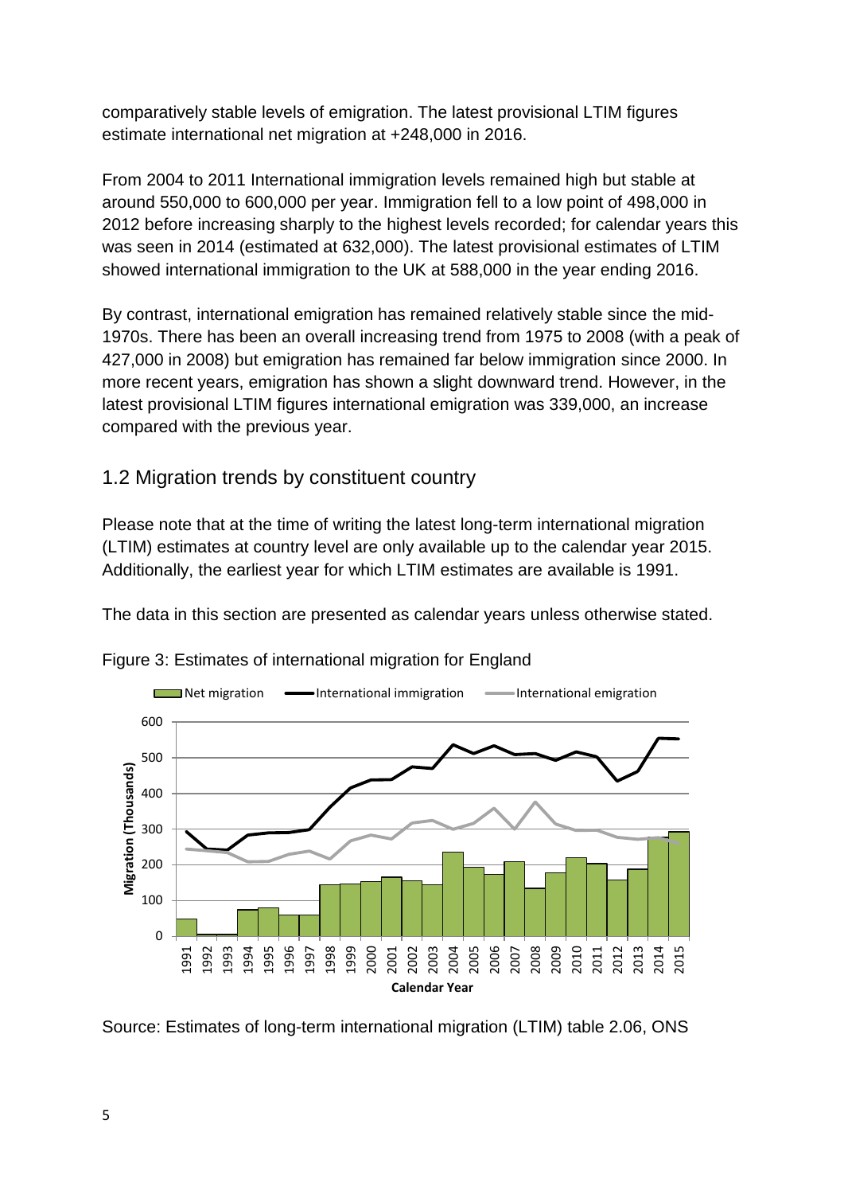comparatively stable levels of emigration. The latest provisional LTIM figures estimate international net migration at +248,000 in 2016.

From 2004 to 2011 International immigration levels remained high but stable at around 550,000 to 600,000 per year. Immigration fell to a low point of 498,000 in 2012 before increasing sharply to the highest levels recorded; for calendar years this was seen in 2014 (estimated at 632,000). The latest provisional estimates of LTIM showed international immigration to the UK at 588,000 in the year ending 2016.

By contrast, international emigration has remained relatively stable since the mid-1970s. There has been an overall increasing trend from 1975 to 2008 (with a peak of 427,000 in 2008) but emigration has remained far below immigration since 2000. In more recent years, emigration has shown a slight downward trend. However, in the latest provisional LTIM figures international emigration was 339,000, an increase compared with the previous year.

## 1.2 Migration trends by constituent country

Please note that at the time of writing the latest long-term international migration (LTIM) estimates at country level are only available up to the calendar year 2015. Additionally, the earliest year for which LTIM estimates are available is 1991.

The data in this section are presented as calendar years unless otherwise stated.

Figure 3: Estimates of international migration for England

Source: Estimates of long-term international migration (LTIM) table 2.06, ONS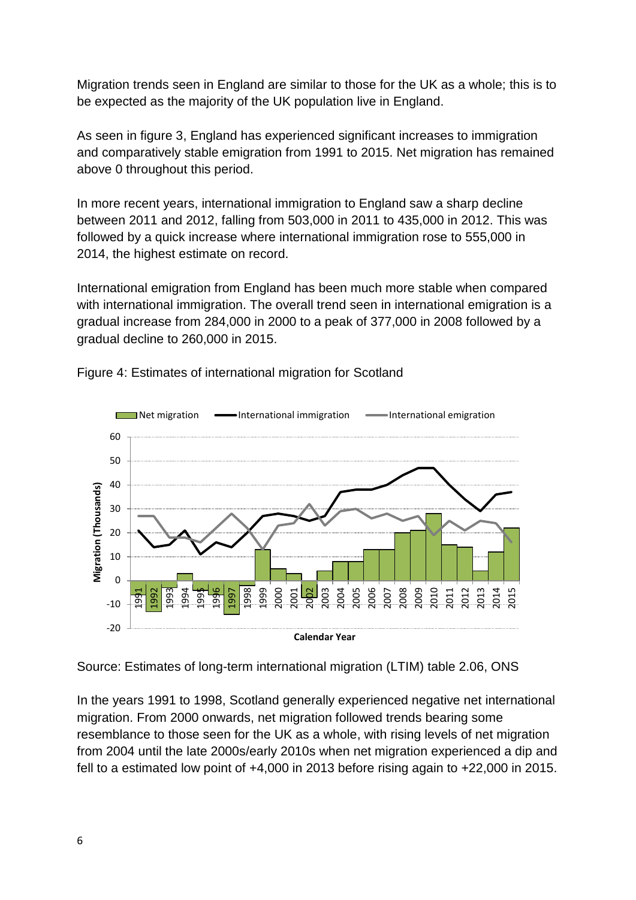Migration trends seen in England are similar to those for the UK as a whole; this is to be expected as the majority of the UK population live in England.

As seen in figure 3, England has experienced significant increases to immigration and comparatively stable emigration from 1991 to 2015. Net migration has remained above 0 throughout this period.

In more recent years, international immigration to England saw a sharp decline between 2011 and 2012, falling from 503,000 in 2011 to 435,000 in 2012. This was followed by a quick increase where international immigration rose to 555,000 in 2014, the highest estimate on record.

International emigration from England has been much more stable when compared with international immigration. The overall trend seen in international emigration is a gradual increase from 284,000 in 2000 to a peak of 377,000 in 2008 followed by a gradual decline to 260,000 in 2015.

Figure 4: Estimates of international migration for Scotland

Source: Estimates of long-term international migration (LTIM) table 2.06, ONS

In the years 1991 to 1998, Scotland generally experienced negative net international migration. From 2000 onwards, net migration followed trends bearing some resemblance to those seen for the UK as a whole, with rising levels of net migration from 2004 until the late 2000s/early 2010s when net migration experienced a dip and fell to a estimated low point of +4,000 in 2013 before rising again to +22,000 in 2015.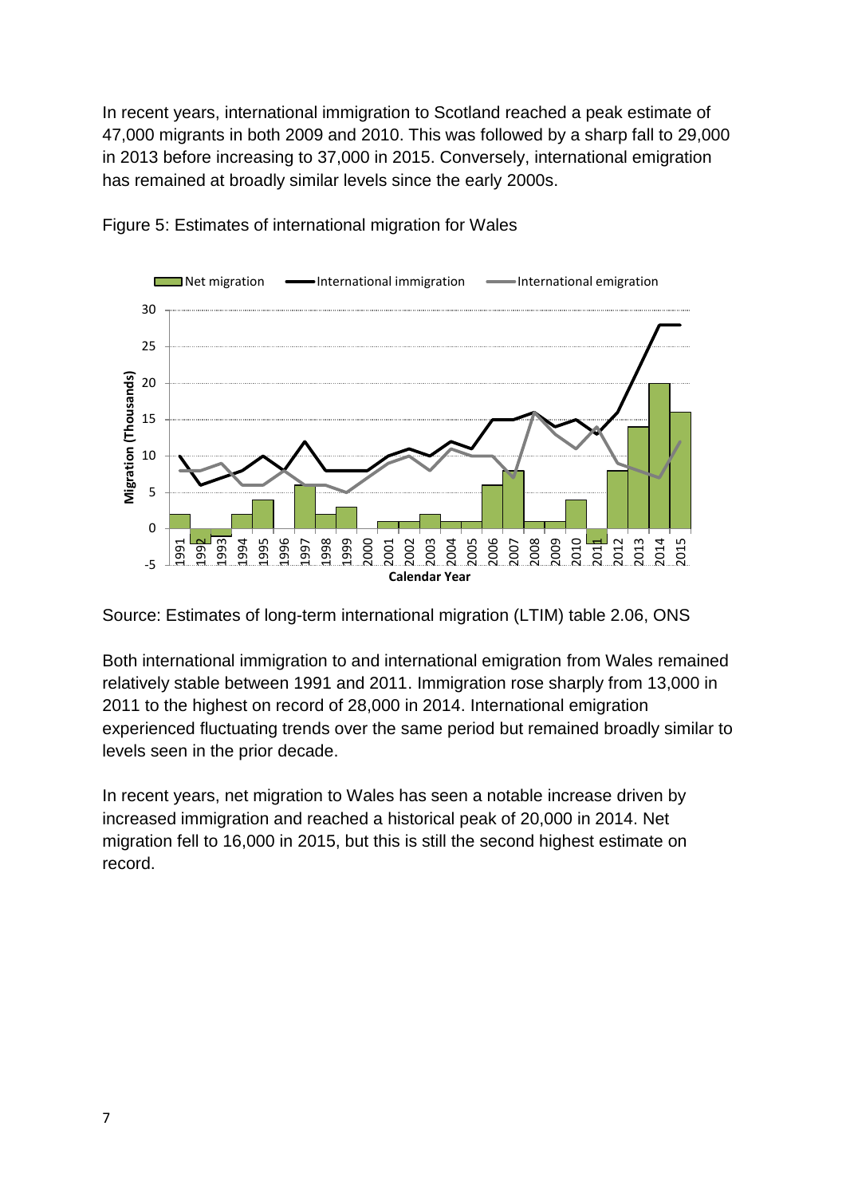In recent years, international immigration to Scotland reached a peak estimate of 47,000 migrants in both 2009 and 2010. This was followed by a sharp fall to 29,000 in 2013 before increasing to 37,000 in 2015. Conversely, international emigration has remained at broadly similar levels since the early 2000s.

Figure 5: Estimates of international migration for Wales

Source: Estimates of long-term international migration (LTIM) table 2.06, ONS

Both international immigration to and international emigration from Wales remained relatively stable between 1991 and 2011. Immigration rose sharply from 13,000 in 2011 to the highest on record of 28,000 in 2014. International emigration experienced fluctuating trends over the same period but remained broadly similar to levels seen in the prior decade.

In recent years, net migration to Wales has seen a notable increase driven by increased immigration and reached a historical peak of 20,000 in 2014. Net migration fell to 16,000 in 2015, but this is still the second highest estimate on record.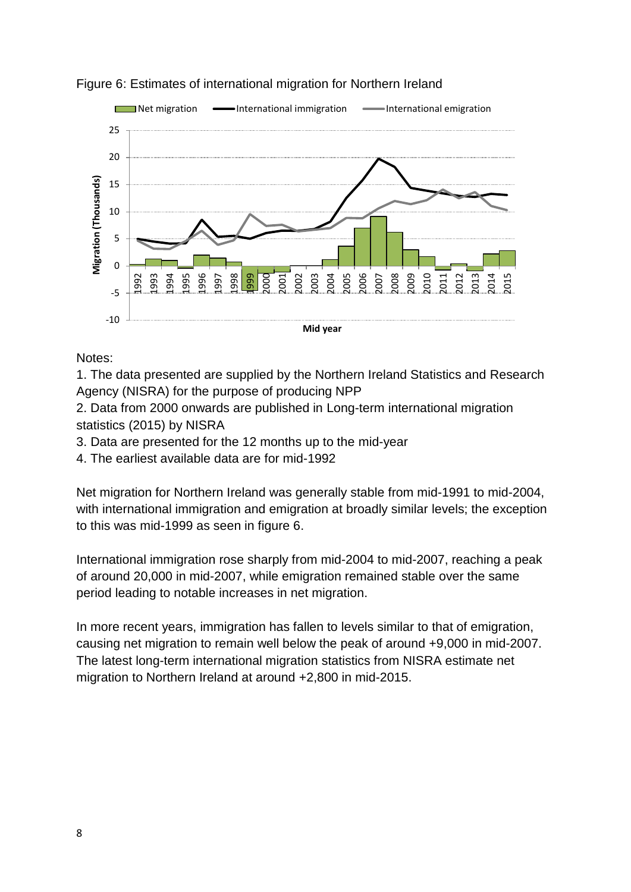Figure 6: Estimates of international migration for Northern Ireland

Notes:

1. The data presented are supplied by the Northern Ireland Statistics and Research Agency (NISRA) for the purpose of producing NPP
2. Data from 2000 onwards are published in Long-term international migration statistics (2015) by NISRA
3. Data are presented for the 12 months up to the mid-year
4. The earliest available data are for mid-1992

Net migration for Northern Ireland was generally stable from mid-1991 to mid-2004, with international immigration and emigration at broadly similar levels; the exception to this was mid-1999 as seen in figure 6.

International immigration rose sharply from mid-2004 to mid-2007, reaching a peak of around 20,000 in mid-2007, while emigration remained stable over the same period leading to notable increases in net migration.

In more recent years, immigration has fallen to levels similar to that of emigration, causing net migration to remain well below the peak of around +9,000 in mid-2007. The latest long-term international migration statistics from NISRA estimate net migration to Northern Ireland at around +2,800 in mid-2015.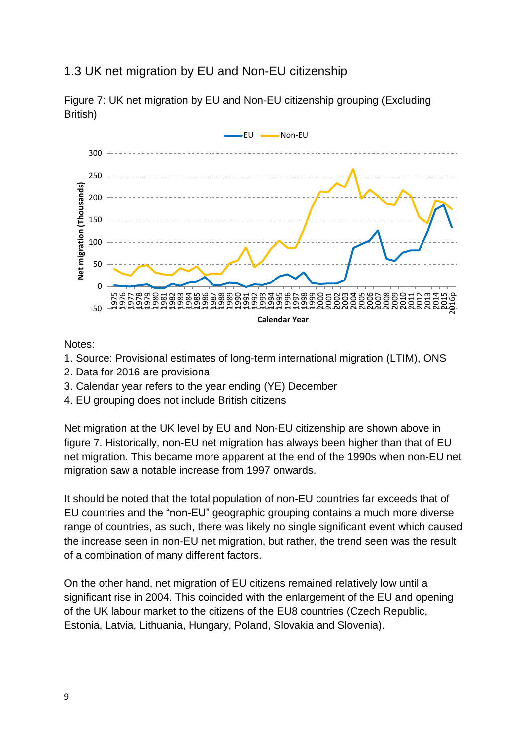## 1.3 UK net migration by EU and Non-EU citizenship

Figure 7: UK net migration by EU and Non-EU citizenship grouping (Excluding British)

Notes:

1. Source: Provisional estimates of long-term international migration (LTIM), ONS
2. Data for 2016 are provisional
3. Calendar year refers to the year ending (YE) December
4. EU grouping does not include British citizens

Net migration at the UK level by EU and Non-EU citizenship are shown above in figure 7. Historically, non-EU net migration has always been higher than that of EU net migration. This became more apparent at the end of the 1990s when non-EU net migration saw a notable increase from 1997 onwards.

It should be noted that the total population of non-EU countries far exceeds that of EU countries and the “non-EU” geographic grouping contains a much more diverse range of countries, as such, there was likely no single significant event which caused the increase seen in non-EU net migration, but rather, the trend seen was the result of a combination of many different factors.

On the other hand, net migration of EU citizens remained relatively low until a significant rise in 2004. This coincided with the enlargement of the EU and opening of the UK labour market to the citizens of the EU8 countries (Czech Republic, Estonia, Latvia, Lithuania, Hungary, Poland, Slovakia and Slovenia).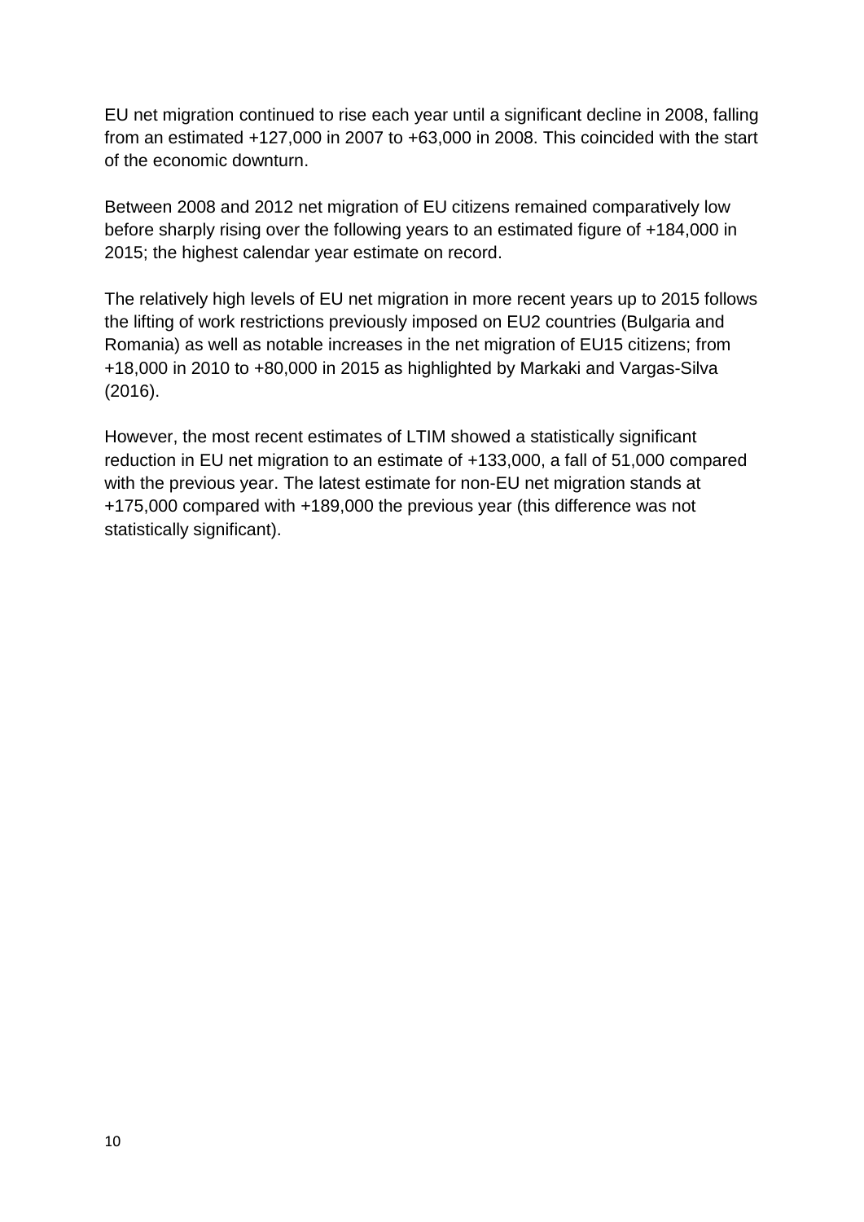EU net migration continued to rise each year until a significant decline in 2008, falling from an estimated +127,000 in 2007 to +63,000 in 2008. This coincided with the start of the economic downturn.

Between 2008 and 2012 net migration of EU citizens remained comparatively low before sharply rising over the following years to an estimated figure of +184,000 in 2015; the highest calendar year estimate on record.

The relatively high levels of EU net migration in more recent years up to 2015 follows the lifting of work restrictions previously imposed on EU2 countries (Bulgaria and Romania) as well as notable increases in the net migration of EU15 citizens; from +18,000 in 2010 to +80,000 in 2015 as highlighted by Markaki and Vargas-Silva (2016).

However, the most recent estimates of LTIM showed a statistically significant reduction in EU net migration to an estimate of +133,000, a fall of 51,000 compared with the previous year. The latest estimate for non-EU net migration stands at +175,000 compared with +189,000 the previous year (this difference was not statistically significant).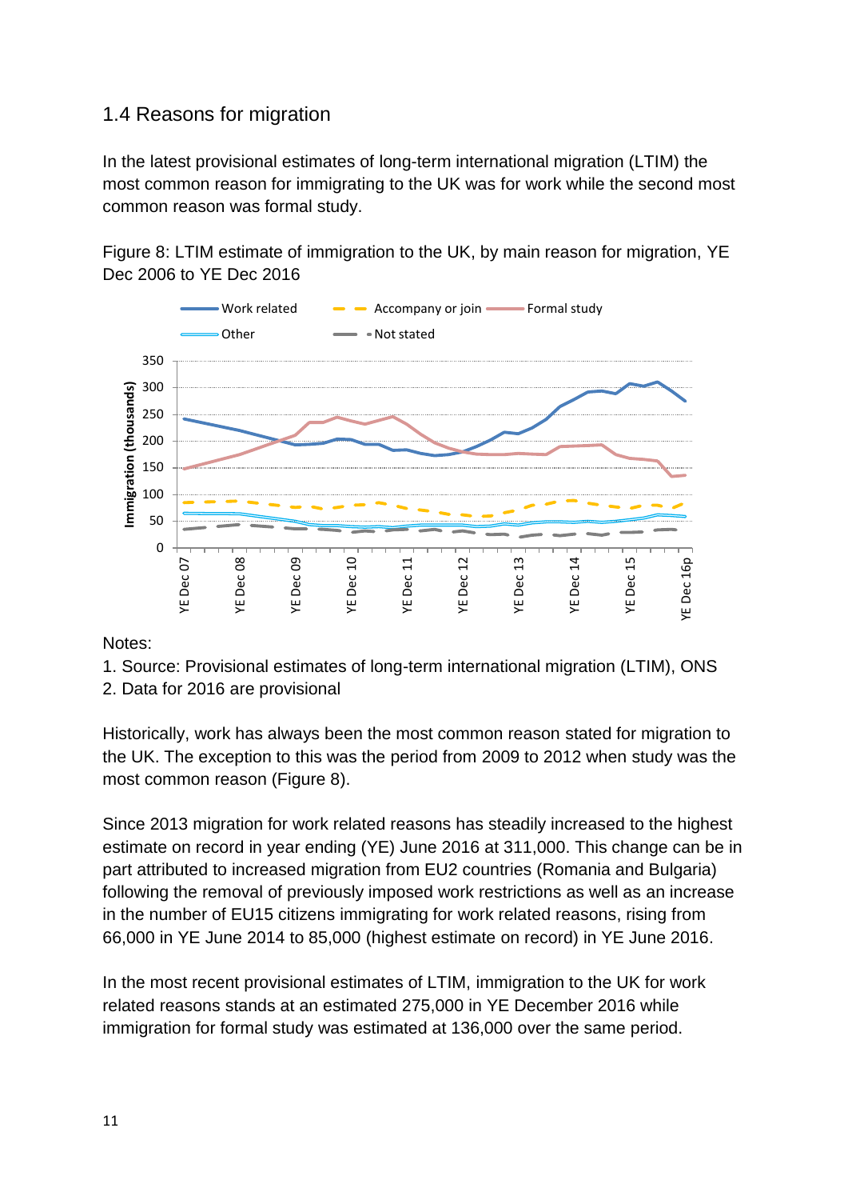## 1.4 Reasons for migration

In the latest provisional estimates of long-term international migration (LTIM) the most common reason for immigrating to the UK was for work while the second most common reason was formal study.

Figure 8: LTIM estimate of immigration to the UK, by main reason for migration, YE Dec 2006 to YE Dec 2016

Notes:

1. Source: Provisional estimates of long-term international migration (LTIM), ONS
2. Data for 2016 are provisional

Historically, work has always been the most common reason stated for migration to the UK. The exception to this was the period from 2009 to 2012 when study was the most common reason (Figure 8).

Since 2013 migration for work related reasons has steadily increased to the highest estimate on record in year ending (YE) June 2016 at 311,000. This change can be in part attributed to increased migration from EU2 countries (Romania and Bulgaria) following the removal of previously imposed work restrictions as well as an increase in the number of EU15 citizens immigrating for work related reasons, rising from 66,000 in YE June 2014 to 85,000 (highest estimate on record) in YE June 2016.

In the most recent provisional estimates of LTIM, immigration to the UK for work related reasons stands at an estimated 275,000 in YE December 2016 while immigration for formal study was estimated at 136,000 over the same period.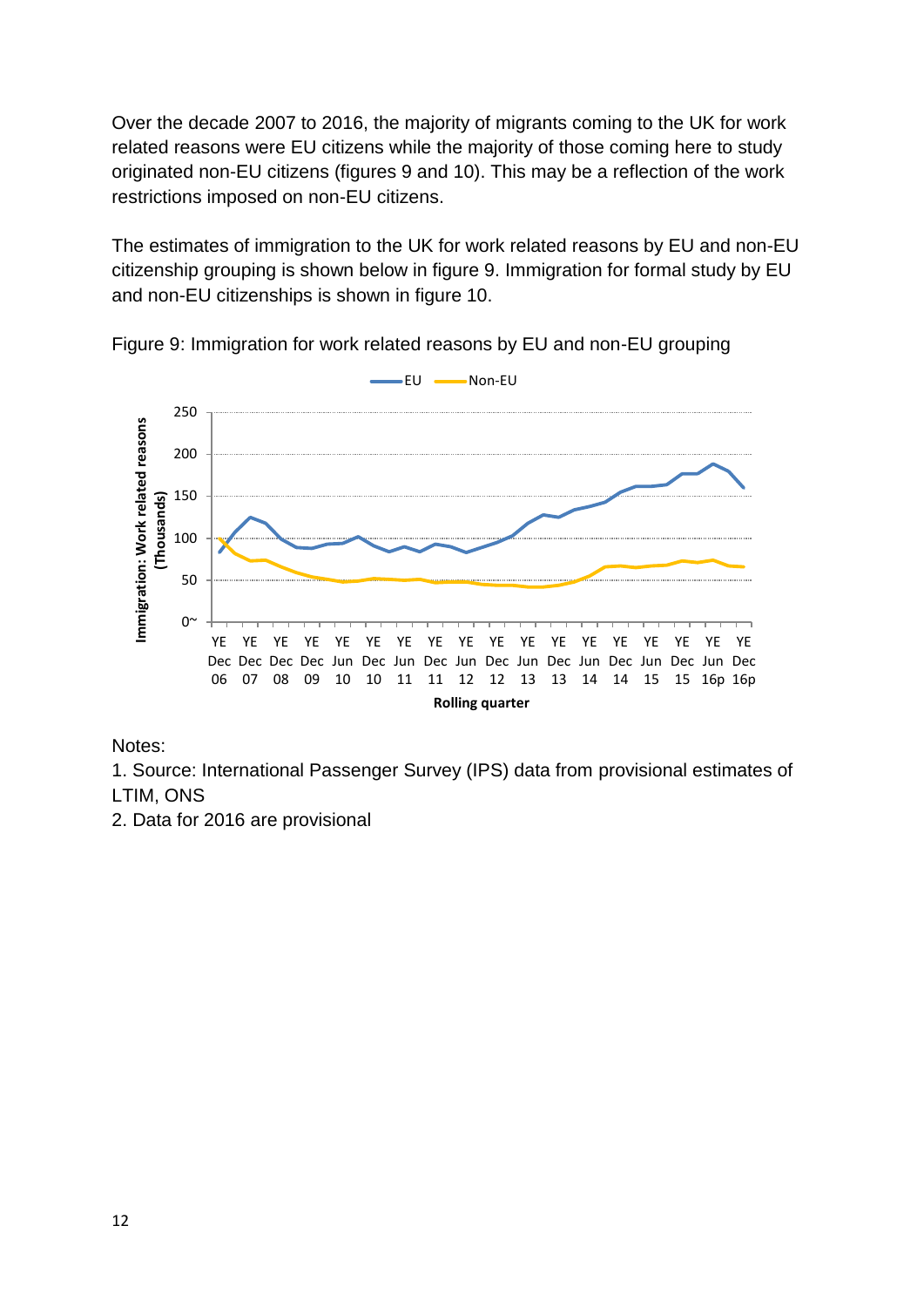Over the decade 2007 to 2016, the majority of migrants coming to the UK for work related reasons were EU citizens while the majority of those coming here to study originated non-EU citizens (figures 9 and 10). This may be a reflection of the work restrictions imposed on non-EU citizens.

The estimates of immigration to the UK for work related reasons by EU and non-EU citizenship grouping is shown below in figure 9. Immigration for formal study by EU and non-EU citizenships is shown in figure 10.

Figure 9: Immigration for work related reasons by EU and non-EU grouping

Notes:

1. Source: International Passenger Survey (IPS) data from provisional estimates of LTIM, ONS
2. Data for 2016 are provisional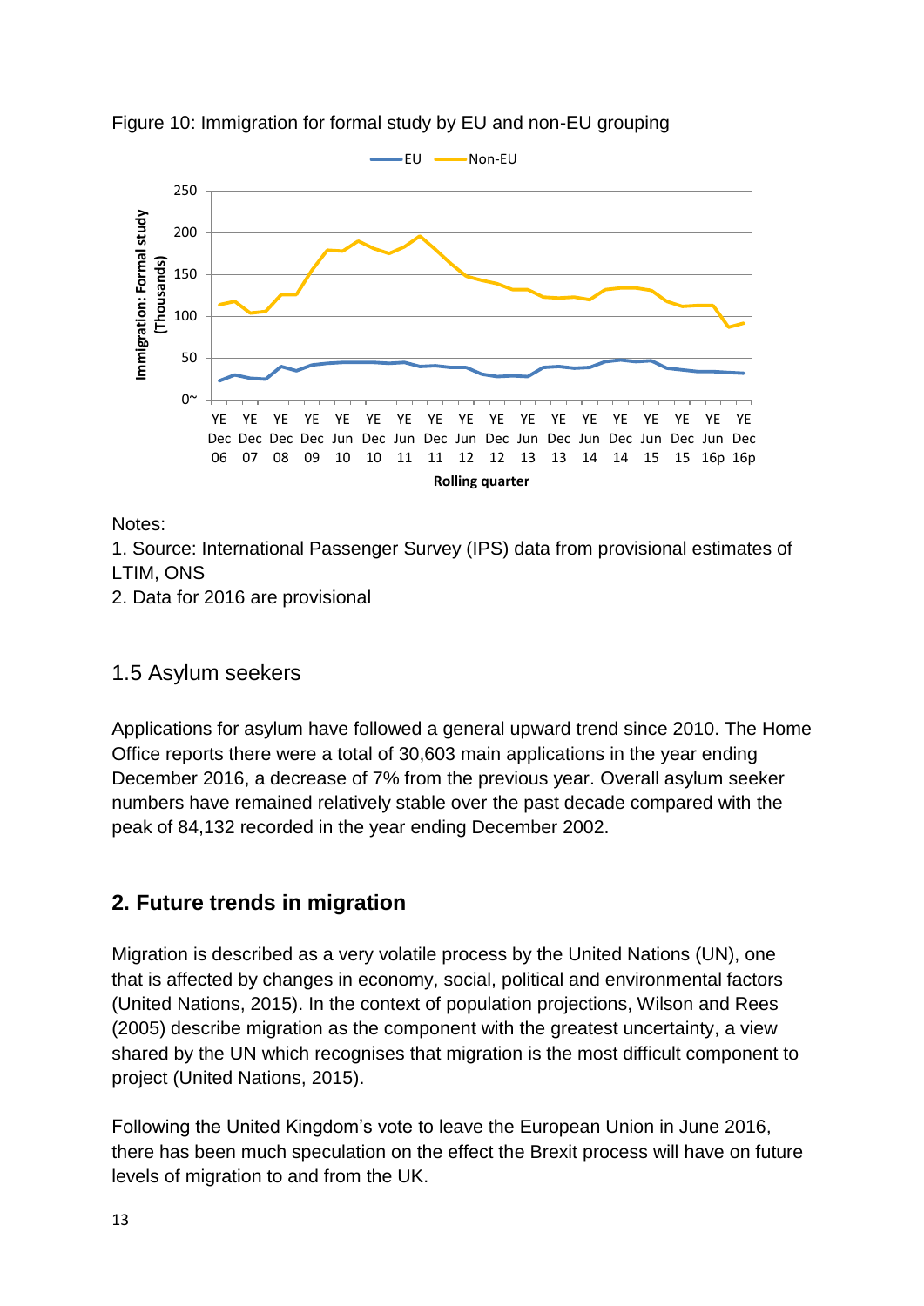Figure 10: Immigration for formal study by EU and non-EU grouping

Notes:

1. Source: International Passenger Survey (IPS) data from provisional estimates of LTIM, ONS
2. Data for 2016 are provisional

### 1.5 Asylum seekers

Applications for asylum have followed a general upward trend since 2010. The Home Office reports there were a total of 30,603 main applications in the year ending December 2016, a decrease of 7% from the previous year. Overall asylum seeker numbers have remained relatively stable over the past decade compared with the peak of 84,132 recorded in the year ending December 2002.

## 2. Future trends in migration

Migration is described as a very volatile process by the United Nations (UN), one that is affected by changes in economy, social, political and environmental factors (United Nations, 2015). In the context of population projections, Wilson and Rees (2005) describe migration as the component with the greatest uncertainty, a view shared by the UN which recognises that migration is the most difficult component to project (United Nations, 2015).

Following the United Kingdom's vote to leave the European Union in June 2016, there has been much speculation on the effect the Brexit process will have on future levels of migration to and from the UK.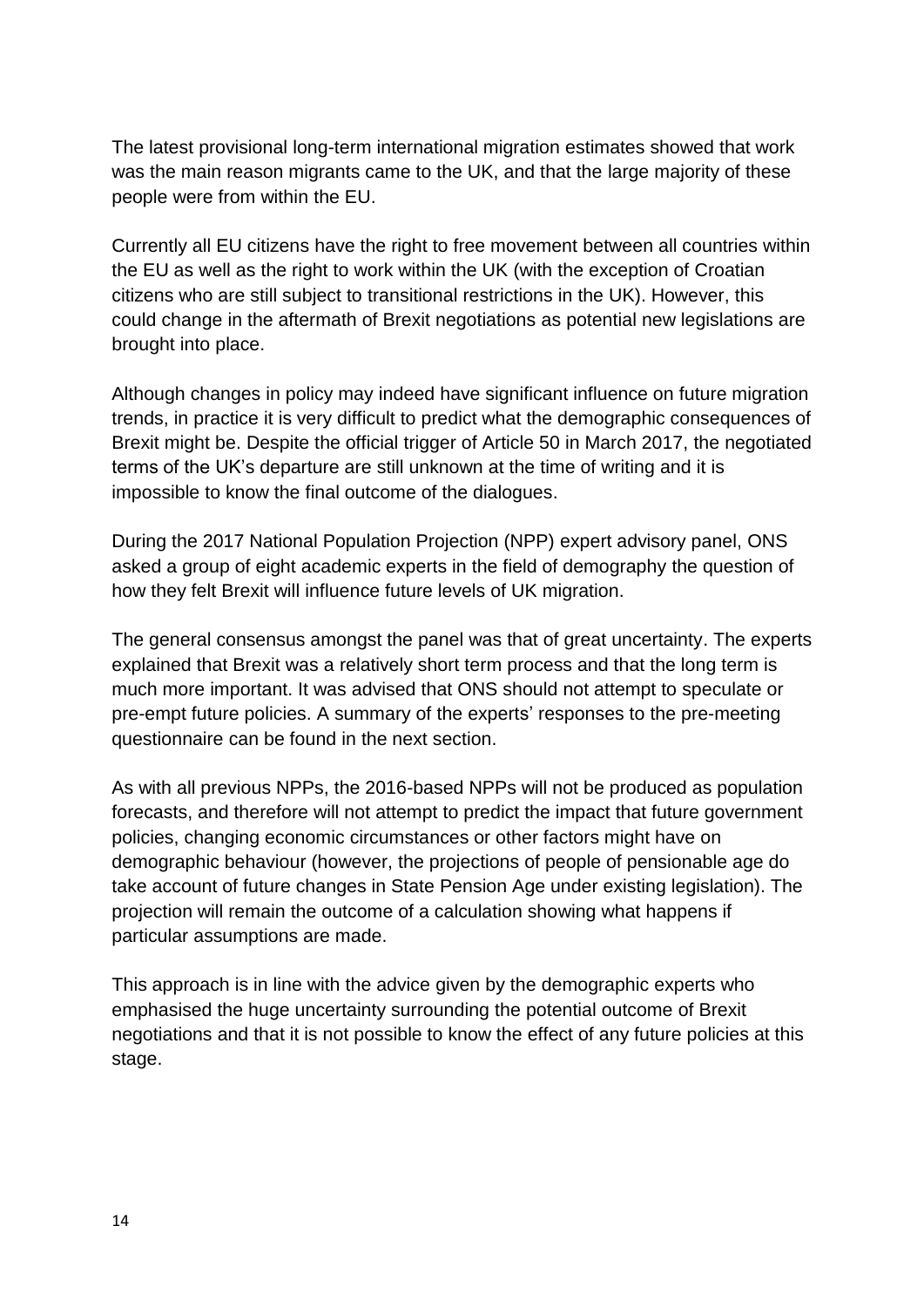The latest provisional long-term international migration estimates showed that work was the main reason migrants came to the UK, and that the large majority of these people were from within the EU.

Currently all EU citizens have the right to free movement between all countries within the EU as well as the right to work within the UK (with the exception of Croatian citizens who are still subject to transitional restrictions in the UK). However, this could change in the aftermath of Brexit negotiations as potential new legislations are brought into place.

Although changes in policy may indeed have significant influence on future migration trends, in practice it is very difficult to predict what the demographic consequences of Brexit might be. Despite the official trigger of Article 50 in March 2017, the negotiated terms of the UK's departure are still unknown at the time of writing and it is impossible to know the final outcome of the dialogues.

During the 2017 National Population Projection (NPP) expert advisory panel, ONS asked a group of eight academic experts in the field of demography the question of how they felt Brexit will influence future levels of UK migration.

The general consensus amongst the panel was that of great uncertainty. The experts explained that Brexit was a relatively short term process and that the long term is much more important. It was advised that ONS should not attempt to speculate or pre-empt future policies. A summary of the experts' responses to the pre-meeting questionnaire can be found in the next section.

As with all previous NPPs, the 2016-based NPPs will not be produced as population forecasts, and therefore will not attempt to predict the impact that future government policies, changing economic circumstances or other factors might have on demographic behaviour (however, the projections of people of pensionable age do take account of future changes in State Pension Age under existing legislation). The projection will remain the outcome of a calculation showing what happens if particular assumptions are made.

This approach is in line with the advice given by the demographic experts who emphasised the huge uncertainty surrounding the potential outcome of Brexit negotiations and that it is not possible to know the effect of any future policies at this stage.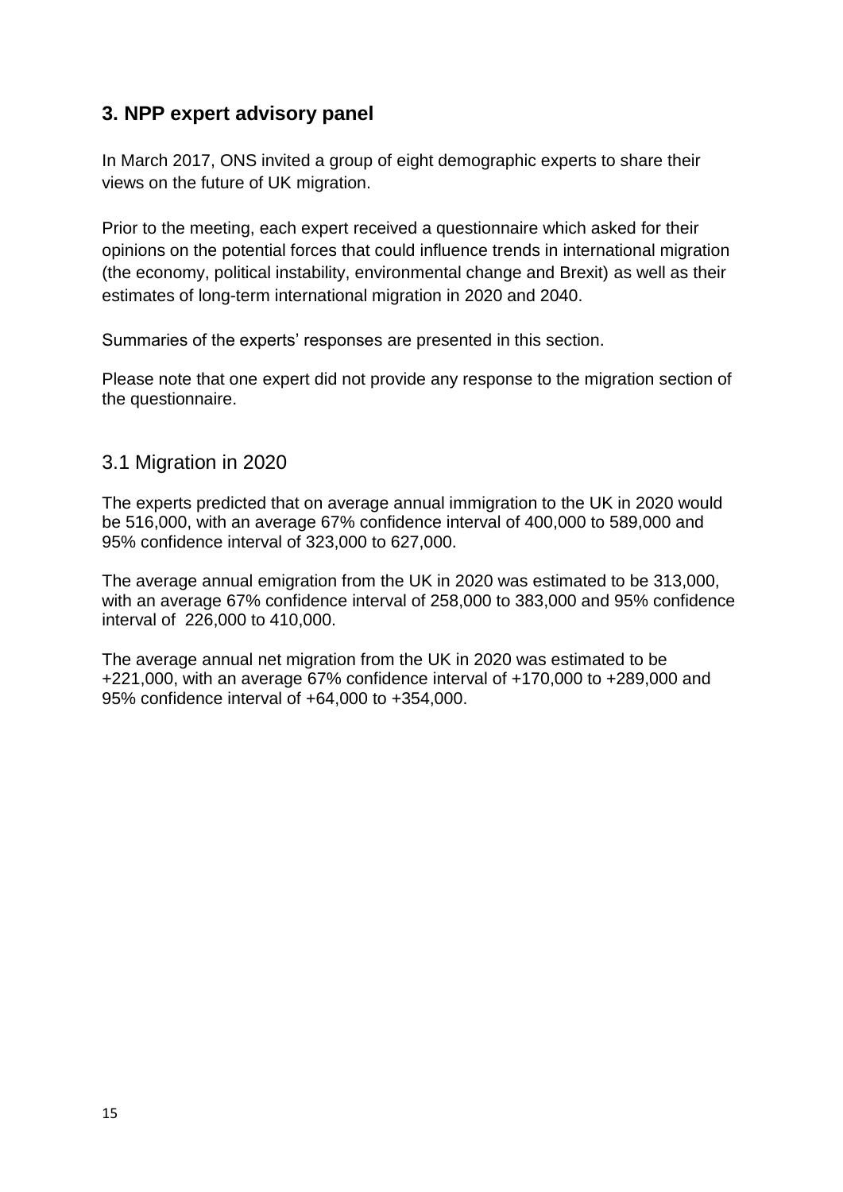## 3. NPP expert advisory panel

In March 2017, ONS invited a group of eight demographic experts to share their views on the future of UK migration.

Prior to the meeting, each expert received a questionnaire which asked for their opinions on the potential forces that could influence trends in international migration (the economy, political instability, environmental change and Brexit) as well as their estimates of long-term international migration in 2020 and 2040.

Summaries of the experts' responses are presented in this section.

Please note that one expert did not provide any response to the migration section of the questionnaire.

### 3.1 Migration in 2020

The experts predicted that on average annual immigration to the UK in 2020 would be 516,000, with an average 67% confidence interval of 400,000 to 589,000 and 95% confidence interval of 323,000 to 627,000.

The average annual emigration from the UK in 2020 was estimated to be 313,000, with an average 67% confidence interval of 258,000 to 383,000 and 95% confidence interval of 226,000 to 410,000.

The average annual net migration from the UK in 2020 was estimated to be +221,000, with an average 67% confidence interval of +170,000 to +289,000 and 95% confidence interval of +64,000 to +354,000.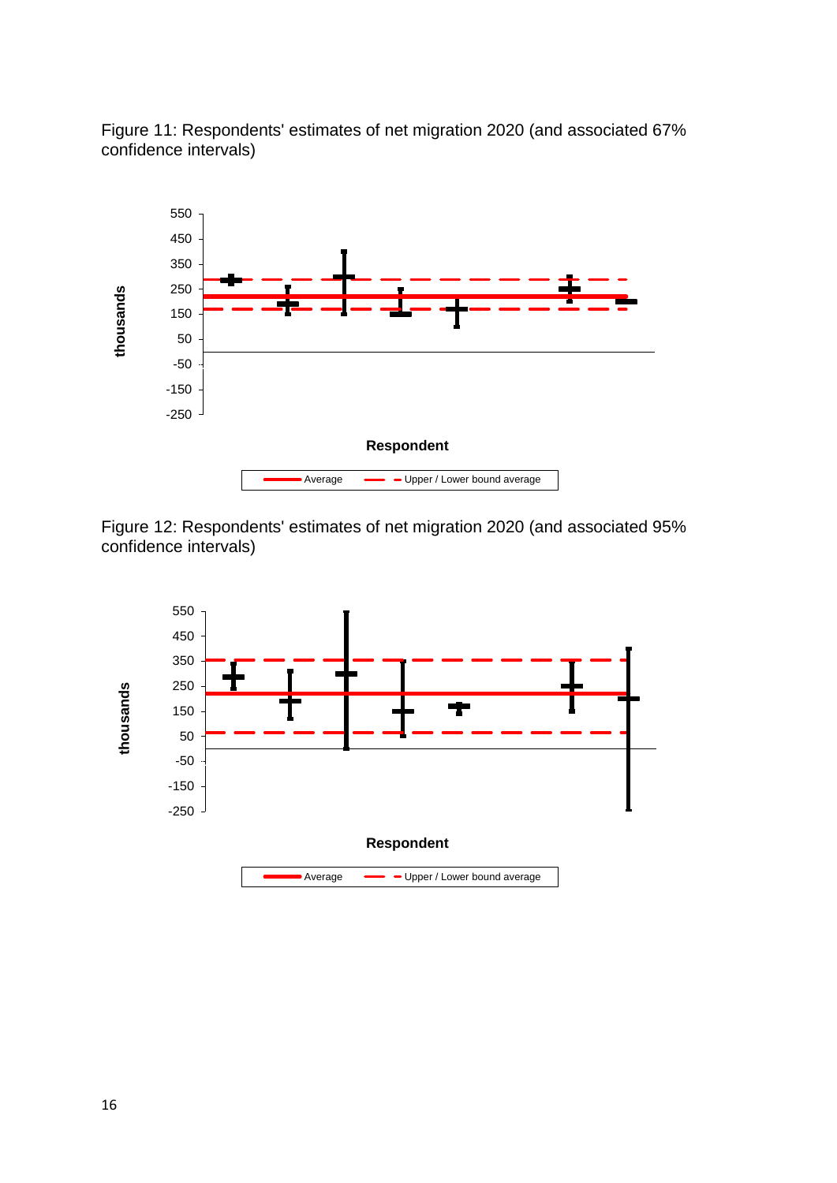Figure 11: Respondents' estimates of net migration 2020 (and associated 67% confidence intervals)

Figure 12: Respondents' estimates of net migration 2020 (and associated 95% confidence intervals)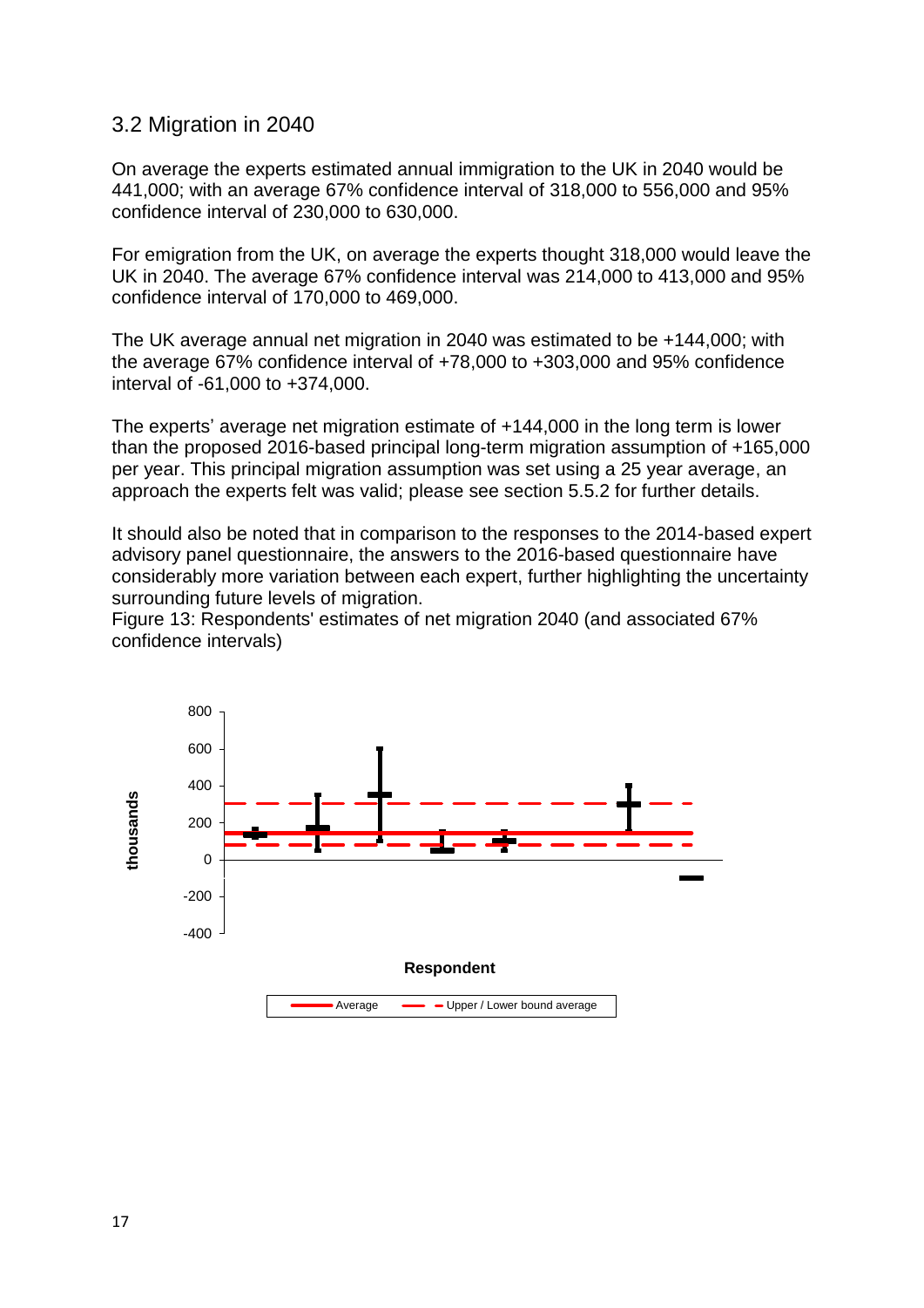## 3.2 Migration in 2040

On average the experts estimated annual immigration to the UK in 2040 would be 441,000; with an average 67% confidence interval of 318,000 to 556,000 and 95% confidence interval of 230,000 to 630,000.

For emigration from the UK, on average the experts thought 318,000 would leave the UK in 2040. The average 67% confidence interval was 214,000 to 413,000 and 95% confidence interval of 170,000 to 469,000.

The UK average annual net migration in 2040 was estimated to be +144,000; with the average 67% confidence interval of +78,000 to +303,000 and 95% confidence interval of -61,000 to +374,000.

The experts' average net migration estimate of +144,000 in the long term is lower than the proposed 2016-based principal long-term migration assumption of +165,000 per year. This principal migration assumption was set using a 25 year average, an approach the experts felt was valid; please see section 5.5.2 for further details.

It should also be noted that in comparison to the responses to the 2014-based expert advisory panel questionnaire, the answers to the 2016-based questionnaire have considerably more variation between each expert, further highlighting the uncertainty surrounding future levels of migration.

Figure 13: Respondents' estimates of net migration 2040 (and associated 67% confidence intervals)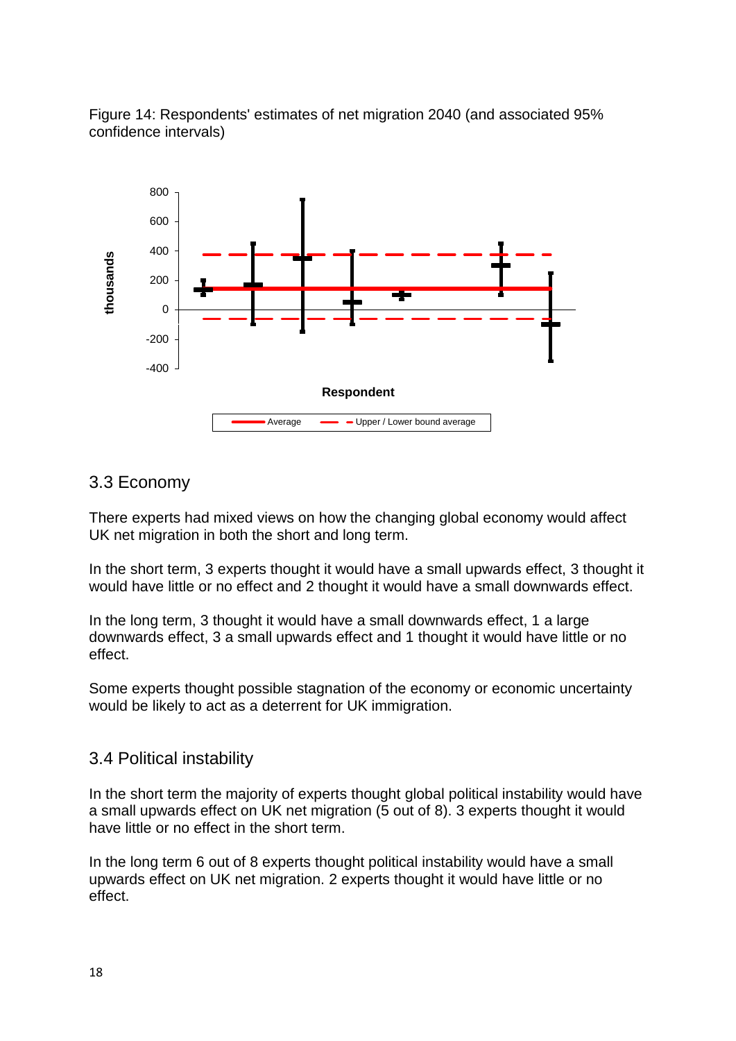Figure 14: Respondents' estimates of net migration 2040 (and associated 95% confidence intervals)

## 3.3 Economy

There experts had mixed views on how the changing global economy would affect UK net migration in both the short and long term.

In the short term, 3 experts thought it would have a small upwards effect, 3 thought it would have little or no effect and 2 thought it would have a small downwards effect.

In the long term, 3 thought it would have a small downwards effect, 1 a large downwards effect, 3 a small upwards effect and 1 thought it would have little or no effect.

Some experts thought possible stagnation of the economy or economic uncertainty would be likely to act as a deterrent for UK immigration.

## 3.4 Political instability

In the short term the majority of experts thought global political instability would have a small upwards effect on UK net migration (5 out of 8). 3 experts thought it would have little or no effect in the short term.

In the long term 6 out of 8 experts thought political instability would have a small upwards effect on UK net migration. 2 experts thought it would have little or no effect.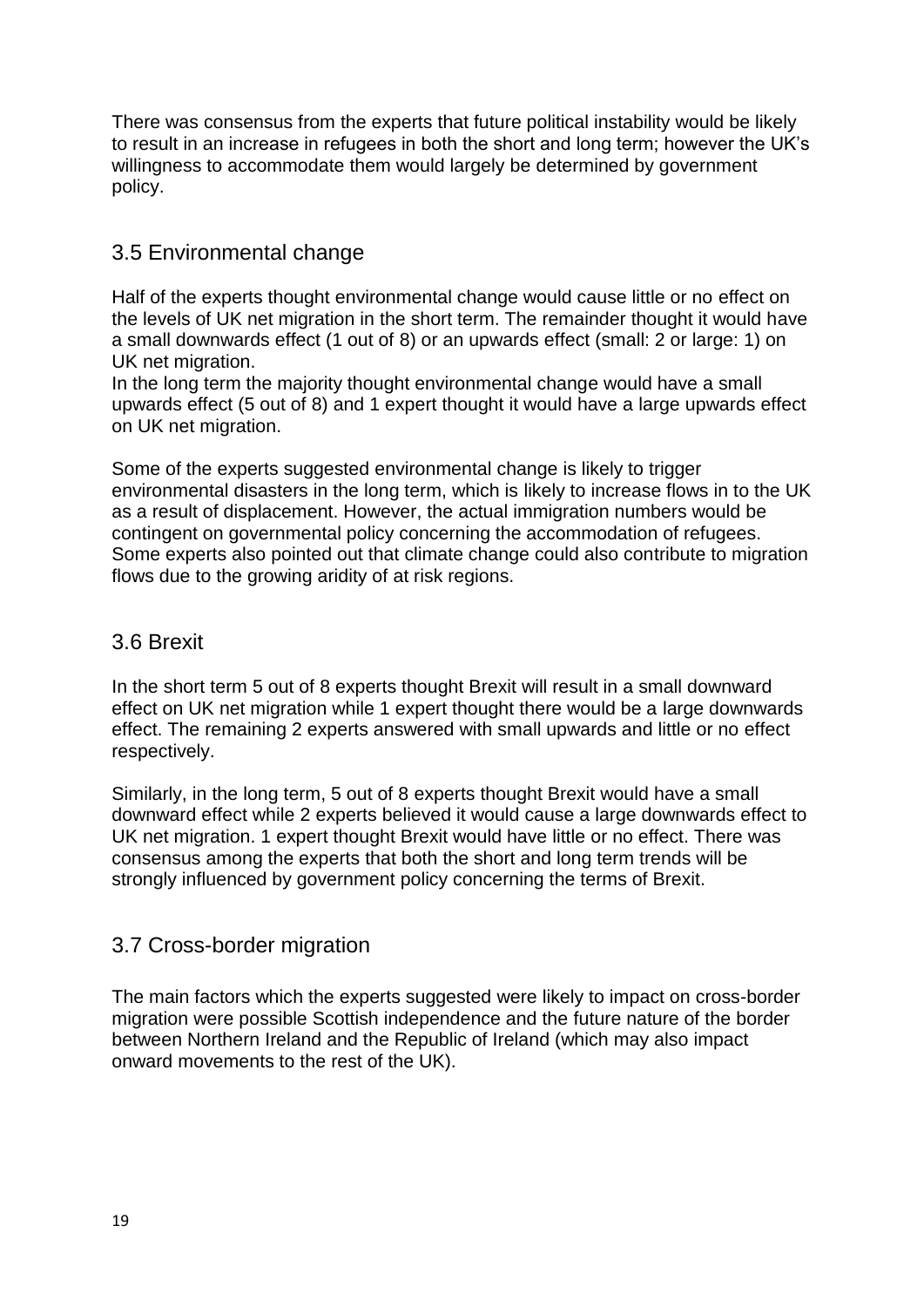There was consensus from the experts that future political instability would be likely to result in an increase in refugees in both the short and long term; however the UK's willingness to accommodate them would largely be determined by government policy.

## 3.5 Environmental change

Half of the experts thought environmental change would cause little or no effect on the levels of UK net migration in the short term. The remainder thought it would have a small downwards effect (1 out of 8) or an upwards effect (small: 2 or large: 1) on UK net migration.
In the long term the majority thought environmental change would have a small upwards effect (5 out of 8) and 1 expert thought it would have a large upwards effect on UK net migration.

Some of the experts suggested environmental change is likely to trigger environmental disasters in the long term, which is likely to increase flows in to the UK as a result of displacement. However, the actual immigration numbers would be contingent on governmental policy concerning the accommodation of refugees. Some experts also pointed out that climate change could also contribute to migration flows due to the growing aridity of at risk regions.

## 3.6 Brexit

In the short term 5 out of 8 experts thought Brexit will result in a small downward effect on UK net migration while 1 expert thought there would be a large downwards effect. The remaining 2 experts answered with small upwards and little or no effect respectively.

Similarly, in the long term, 5 out of 8 experts thought Brexit would have a small downward effect while 2 experts believed it would cause a large downwards effect to UK net migration. 1 expert thought Brexit would have little or no effect. There was consensus among the experts that both the short and long term trends will be strongly influenced by government policy concerning the terms of Brexit.

## 3.7 Cross-border migration

The main factors which the experts suggested were likely to impact on cross-border migration were possible Scottish independence and the future nature of the border between Northern Ireland and the Republic of Ireland (which may also impact onward movements to the rest of the UK).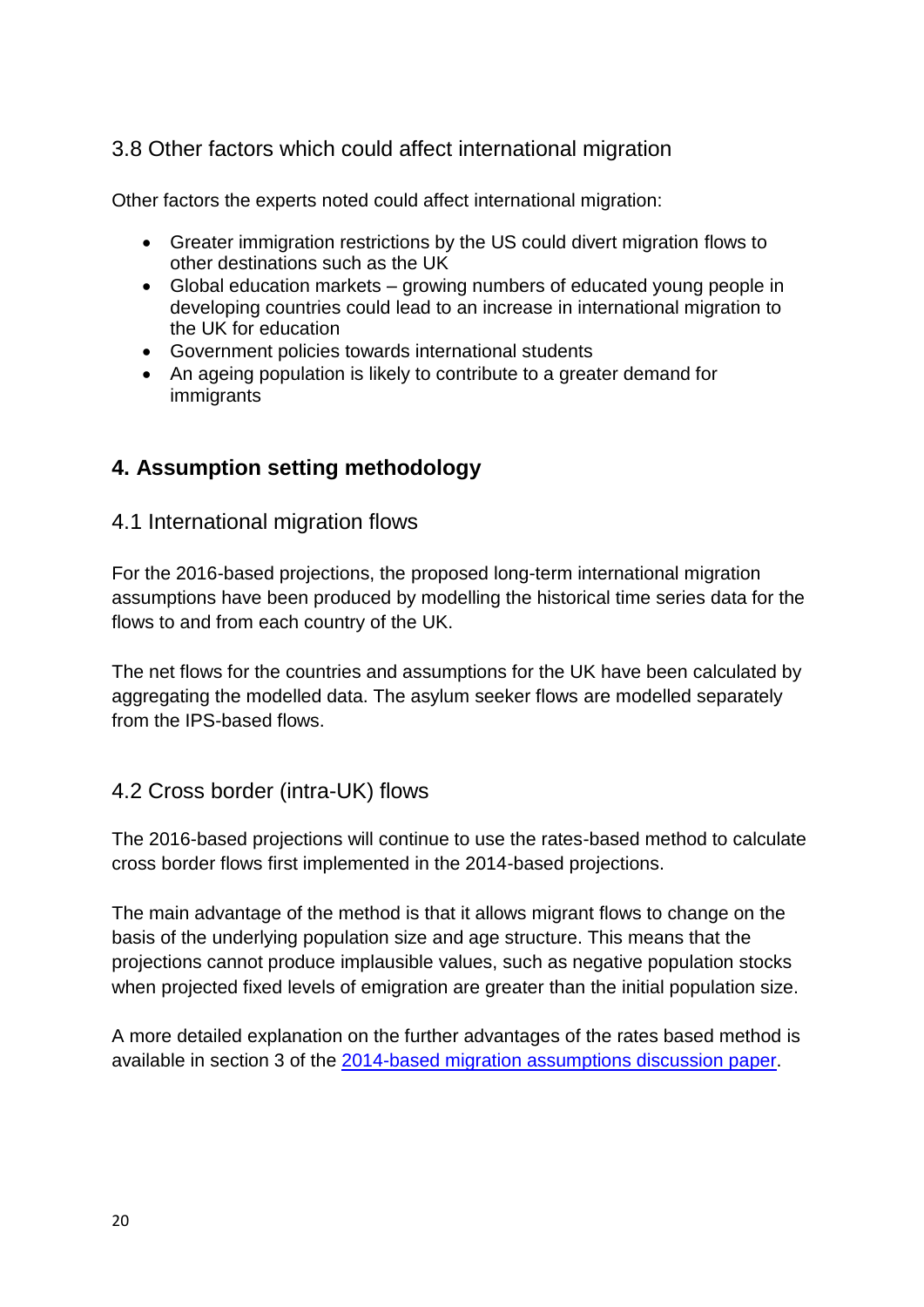### 3.8 Other factors which could affect international migration

Other factors the experts noted could affect international migration:

- Greater immigration restrictions by the US could divert migration flows to other destinations such as the UK
- Global education markets – growing numbers of educated young people in developing countries could lead to an increase in international migration to the UK for education
- Government policies towards international students
- An ageing population is likely to contribute to a greater demand for immigrants

## 4. Assumption setting methodology

### 4.1 International migration flows

For the 2016-based projections, the proposed long-term international migration assumptions have been produced by modelling the historical time series data for the flows to and from each country of the UK.

The net flows for the countries and assumptions for the UK have been calculated by aggregating the modelled data. The asylum seeker flows are modelled separately from the IPS-based flows.

### 4.2 Cross border (intra-UK) flows

The 2016-based projections will continue to use the rates-based method to calculate cross border flows first implemented in the 2014-based projections.

The main advantage of the method is that it allows migrant flows to change on the basis of the underlying population size and age structure. This means that the projections cannot produce implausible values, such as negative population stocks when projected fixed levels of emigration are greater than the initial population size.

A more detailed explanation on the further advantages of the rates based method is available in section 3 of the [2014-based migration assumptions discussion paper](https://www.ons.gov.uk).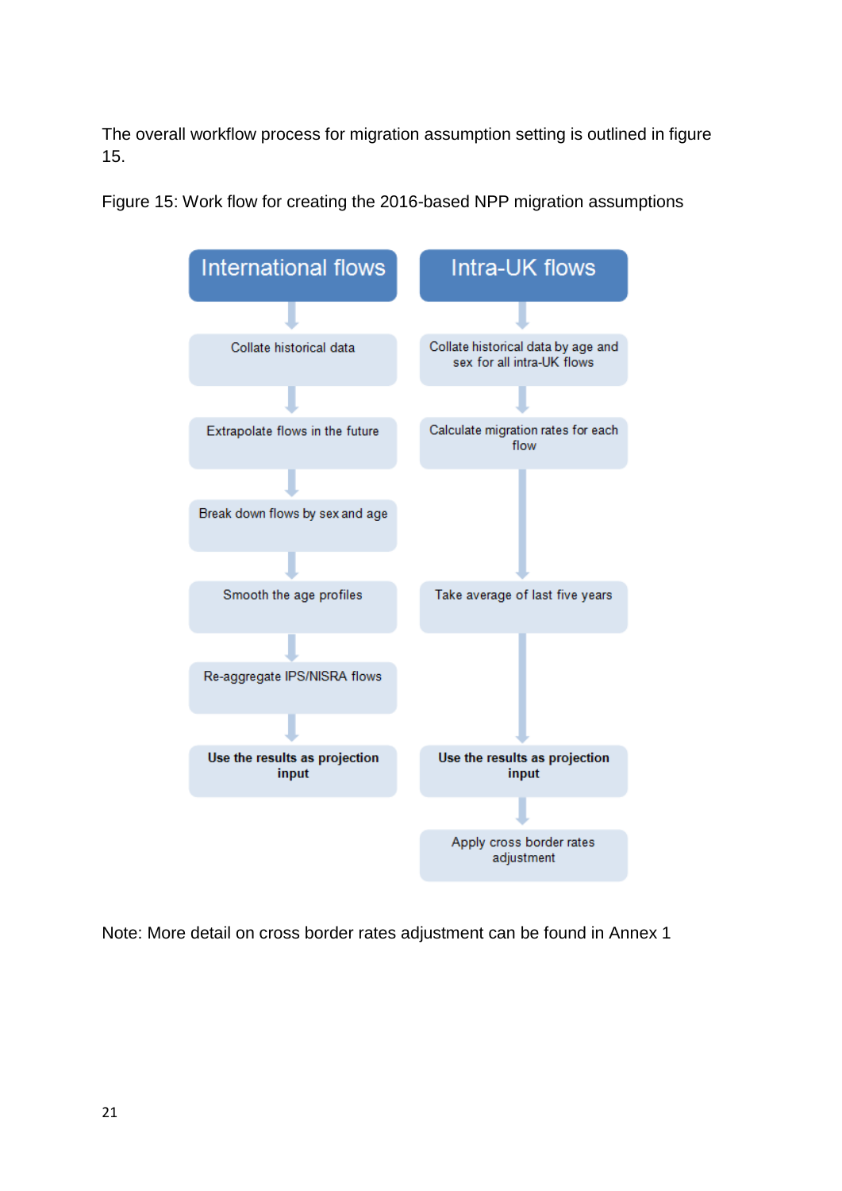The overall workflow process for migration assumption setting is outlined in figure 15.

Figure 15: Work flow for creating the 2016-based NPP migration assumptions

**International flows**

1. Collate historical data
2. Extrapolate flows in the future
3. Break down flows by sex and age
4. Smooth the age profiles
5. Re-aggregate IPS/NISRA flows
6. **Use the results as projection input**

**Intra-UK flows**

1. Collate historical data by age and sex for all intra-UK flows
2. Calculate migration rates for each flow
3. Take average of last five years
4. **Use the results as projection input**
5. Apply cross border rates adjustment

Note: More detail on cross border rates adjustment can be found in Annex 1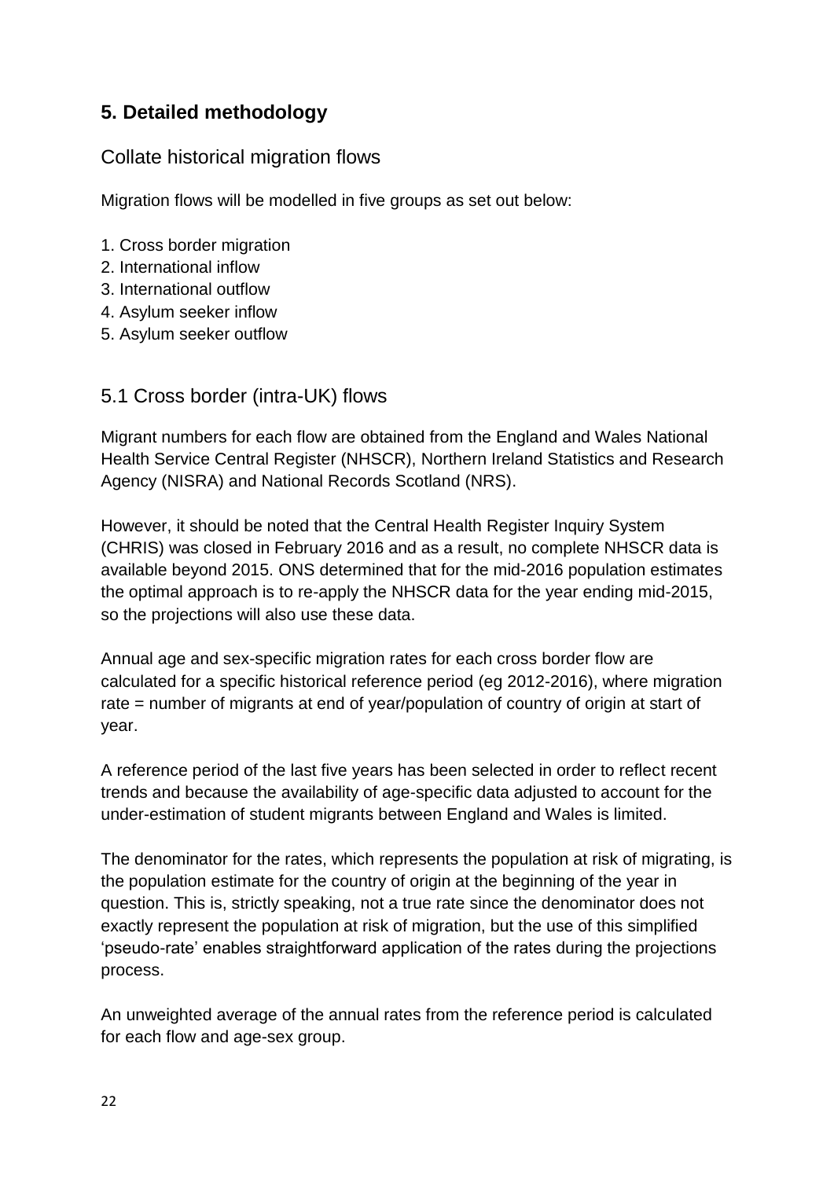## 5. Detailed methodology

### Collate historical migration flows

Migration flows will be modelled in five groups as set out below:

1. Cross border migration
2. International inflow
3. International outflow
4. Asylum seeker inflow
5. Asylum seeker outflow

### 5.1 Cross border (intra-UK) flows

Migrant numbers for each flow are obtained from the England and Wales National Health Service Central Register (NHSCR), Northern Ireland Statistics and Research Agency (NISRA) and National Records Scotland (NRS).

However, it should be noted that the Central Health Register Inquiry System (CHRIS) was closed in February 2016 and as a result, no complete NHSCR data is available beyond 2015. ONS determined that for the mid-2016 population estimates the optimal approach is to re-apply the NHSCR data for the year ending mid-2015, so the projections will also use these data.

Annual age and sex-specific migration rates for each cross border flow are calculated for a specific historical reference period (eg 2012-2016), where migration rate = number of migrants at end of year/population of country of origin at start of year.

A reference period of the last five years has been selected in order to reflect recent trends and because the availability of age-specific data adjusted to account for the under-estimation of student migrants between England and Wales is limited.

The denominator for the rates, which represents the population at risk of migrating, is the population estimate for the country of origin at the beginning of the year in question. This is, strictly speaking, not a true rate since the denominator does not exactly represent the population at risk of migration, but the use of this simplified 'pseudo-rate' enables straightforward application of the rates during the projections process.

An unweighted average of the annual rates from the reference period is calculated for each flow and age-sex group.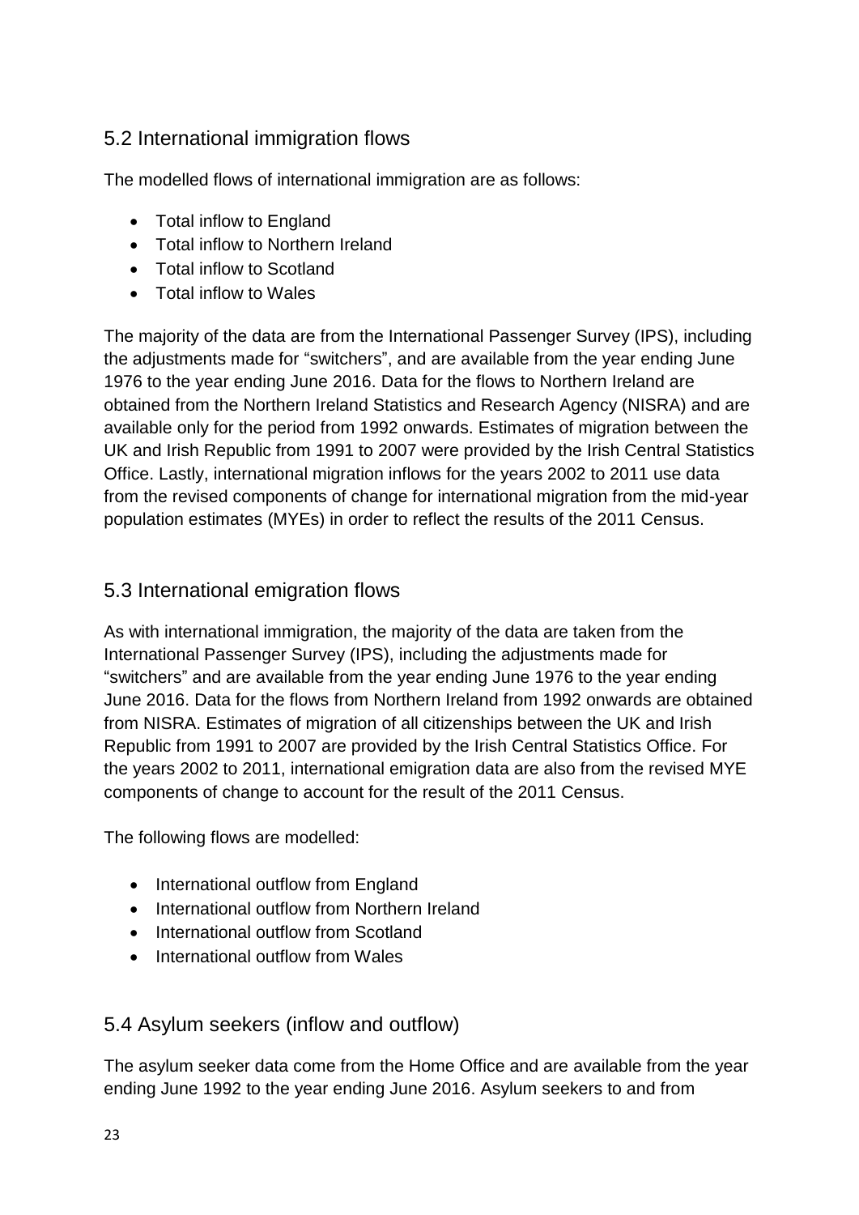## 5.2 International immigration flows

The modelled flows of international immigration are as follows:

- Total inflow to England
- Total inflow to Northern Ireland
- Total inflow to Scotland
- Total inflow to Wales

The majority of the data are from the International Passenger Survey (IPS), including the adjustments made for "switchers", and are available from the year ending June 1976 to the year ending June 2016. Data for the flows to Northern Ireland are obtained from the Northern Ireland Statistics and Research Agency (NISRA) and are available only for the period from 1992 onwards. Estimates of migration between the UK and Irish Republic from 1991 to 2007 were provided by the Irish Central Statistics Office. Lastly, international migration inflows for the years 2002 to 2011 use data from the revised components of change for international migration from the mid-year population estimates (MYEs) in order to reflect the results of the 2011 Census.

## 5.3 International emigration flows

As with international immigration, the majority of the data are taken from the International Passenger Survey (IPS), including the adjustments made for "switchers" and are available from the year ending June 1976 to the year ending June 2016. Data for the flows from Northern Ireland from 1992 onwards are obtained from NISRA. Estimates of migration of all citizenships between the UK and Irish Republic from 1991 to 2007 are provided by the Irish Central Statistics Office. For the years 2002 to 2011, international emigration data are also from the revised MYE components of change to account for the result of the 2011 Census.

The following flows are modelled:

- International outflow from England
- International outflow from Northern Ireland
- International outflow from Scotland
- International outflow from Wales

## 5.4 Asylum seekers (inflow and outflow)

The asylum seeker data come from the Home Office and are available from the year ending June 1992 to the year ending June 2016. Asylum seekers to and from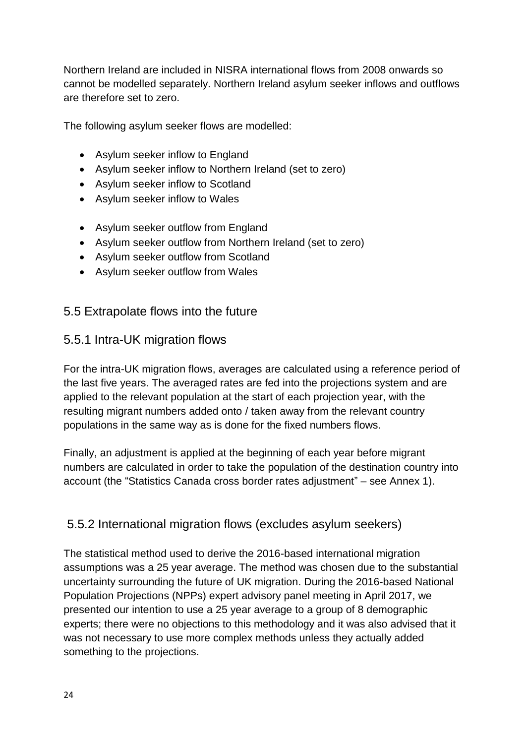Northern Ireland are included in NISRA international flows from 2008 onwards so cannot be modelled separately. Northern Ireland asylum seeker inflows and outflows are therefore set to zero.

The following asylum seeker flows are modelled:

- Asylum seeker inflow to England
- Asylum seeker inflow to Northern Ireland (set to zero)
- Asylum seeker inflow to Scotland
- Asylum seeker inflow to Wales

- Asylum seeker outflow from England
- Asylum seeker outflow from Northern Ireland (set to zero)
- Asylum seeker outflow from Scotland
- Asylum seeker outflow from Wales

## 5.5 Extrapolate flows into the future

### 5.5.1 Intra-UK migration flows

For the intra-UK migration flows, averages are calculated using a reference period of the last five years. The averaged rates are fed into the projections system and are applied to the relevant population at the start of each projection year, with the resulting migrant numbers added onto / taken away from the relevant country populations in the same way as is done for the fixed numbers flows.

Finally, an adjustment is applied at the beginning of each year before migrant numbers are calculated in order to take the population of the destination country into account (the "Statistics Canada cross border rates adjustment" – see Annex 1).

### 5.5.2 International migration flows (excludes asylum seekers)

The statistical method used to derive the 2016-based international migration assumptions was a 25 year average. The method was chosen due to the substantial uncertainty surrounding the future of UK migration. During the 2016-based National Population Projections (NPPs) expert advisory panel meeting in April 2017, we presented our intention to use a 25 year average to a group of 8 demographic experts; there were no objections to this methodology and it was also advised that it was not necessary to use more complex methods unless they actually added something to the projections.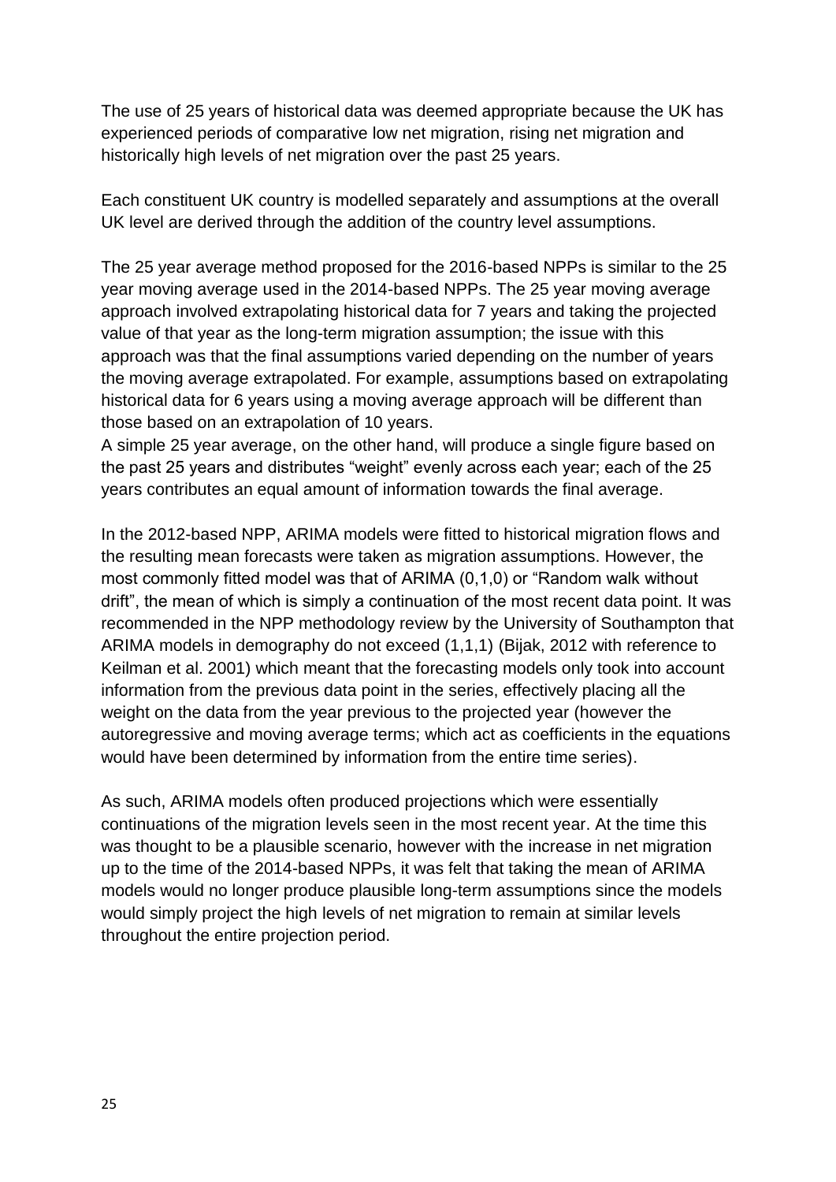The use of 25 years of historical data was deemed appropriate because the UK has experienced periods of comparative low net migration, rising net migration and historically high levels of net migration over the past 25 years.

Each constituent UK country is modelled separately and assumptions at the overall UK level are derived through the addition of the country level assumptions.

The 25 year average method proposed for the 2016-based NPPs is similar to the 25 year moving average used in the 2014-based NPPs. The 25 year moving average approach involved extrapolating historical data for 7 years and taking the projected value of that year as the long-term migration assumption; the issue with this approach was that the final assumptions varied depending on the number of years the moving average extrapolated. For example, assumptions based on extrapolating historical data for 6 years using a moving average approach will be different than those based on an extrapolation of 10 years.
A simple 25 year average, on the other hand, will produce a single figure based on the past 25 years and distributes "weight" evenly across each year; each of the 25 years contributes an equal amount of information towards the final average.

In the 2012-based NPP, ARIMA models were fitted to historical migration flows and the resulting mean forecasts were taken as migration assumptions. However, the most commonly fitted model was that of ARIMA (0,1,0) or "Random walk without drift", the mean of which is simply a continuation of the most recent data point. It was recommended in the NPP methodology review by the University of Southampton that ARIMA models in demography do not exceed (1,1,1) (Bijak, 2012 with reference to Keilman et al. 2001) which meant that the forecasting models only took into account information from the previous data point in the series, effectively placing all the weight on the data from the year previous to the projected year (however the autoregressive and moving average terms; which act as coefficients in the equations would have been determined by information from the entire time series).

As such, ARIMA models often produced projections which were essentially continuations of the migration levels seen in the most recent year. At the time this was thought to be a plausible scenario, however with the increase in net migration up to the time of the 2014-based NPPs, it was felt that taking the mean of ARIMA models would no longer produce plausible long-term assumptions since the models would simply project the high levels of net migration to remain at similar levels throughout the entire projection period.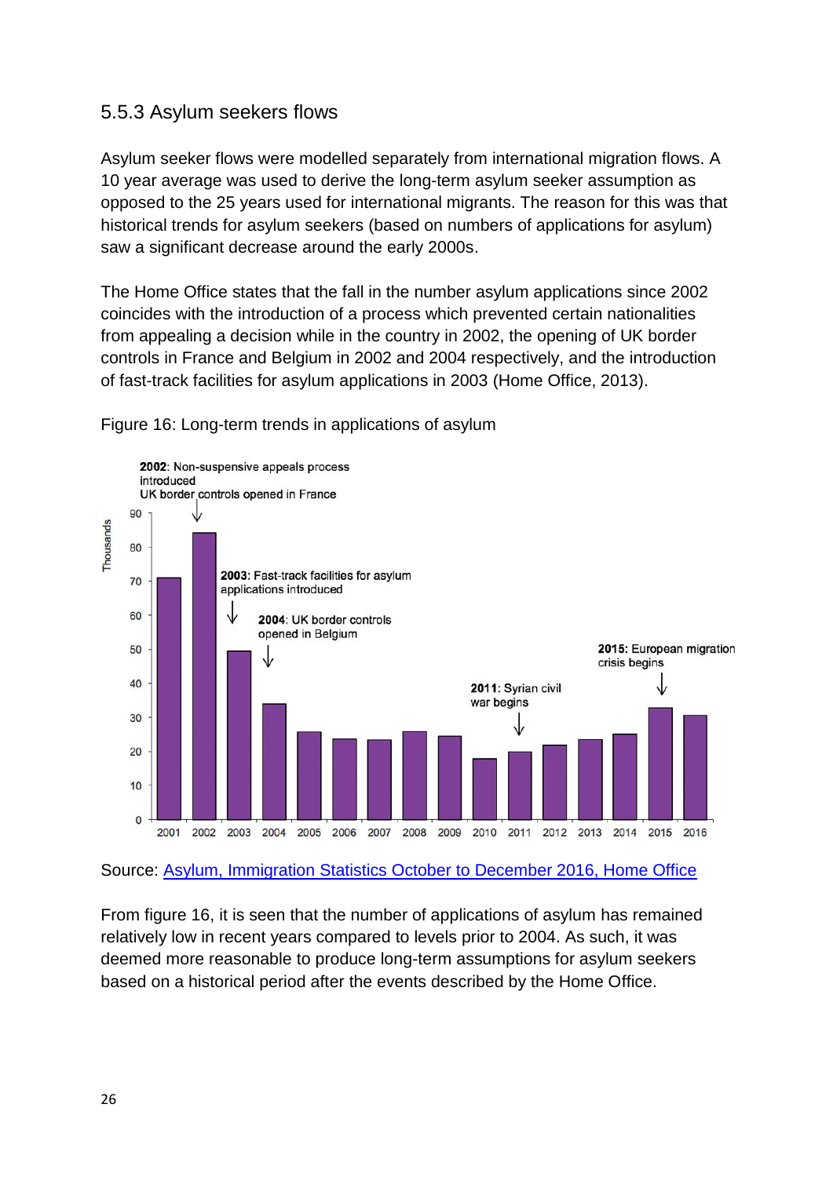### 5.5.3 Asylum seekers flows

Asylum seeker flows were modelled separately from international migration flows. A 10 year average was used to derive the long-term asylum seeker assumption as opposed to the 25 years used for international migrants. The reason for this was that historical trends for asylum seekers (based on numbers of applications for asylum) saw a significant decrease around the early 2000s.

The Home Office states that the fall in the number asylum applications since 2002 coincides with the introduction of a process which prevented certain nationalities from appealing a decision while in the country in 2002, the opening of UK border controls in France and Belgium in 2002 and 2004 respectively, and the introduction of fast-track facilities for asylum applications in 2003 (Home Office, 2013).

Figure 16: Long-term trends in applications of asylum

Source: [Asylum, Immigration Statistics October to December 2016, Home Office]

From figure 16, it is seen that the number of applications of asylum has remained relatively low in recent years compared to levels prior to 2004. As such, it was deemed more reasonable to produce long-term assumptions for asylum seekers based on a historical period after the events described by the Home Office.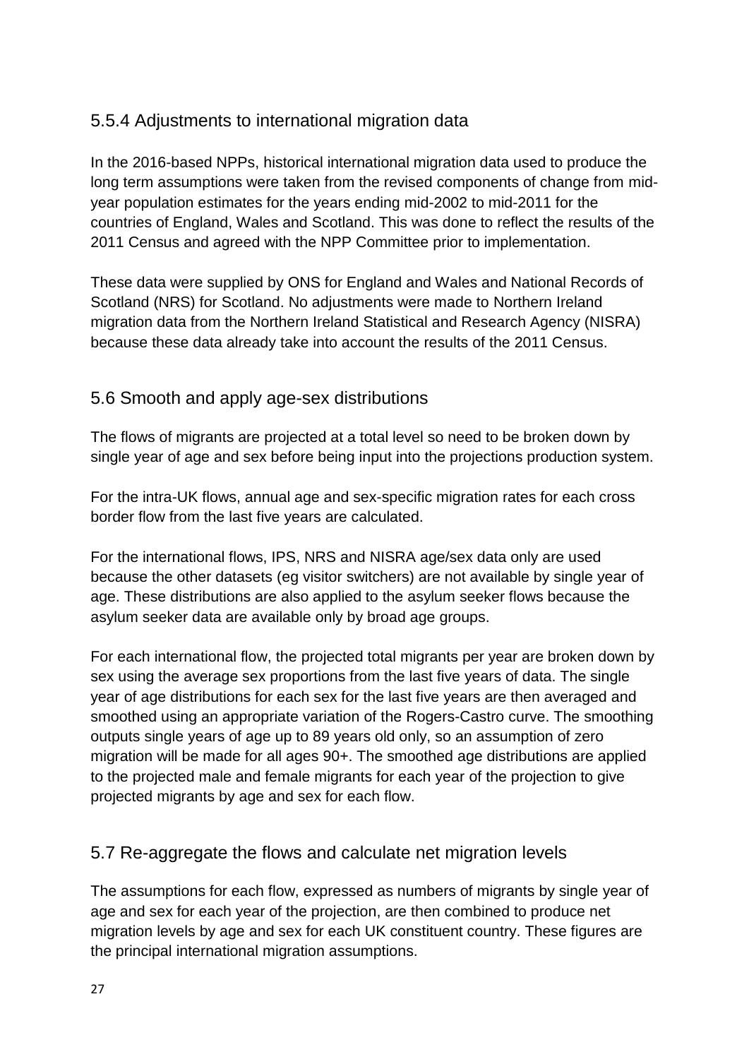### 5.5.4 Adjustments to international migration data

In the 2016-based NPPs, historical international migration data used to produce the long term assumptions were taken from the revised components of change from mid-year population estimates for the years ending mid-2002 to mid-2011 for the countries of England, Wales and Scotland. This was done to reflect the results of the 2011 Census and agreed with the NPP Committee prior to implementation.

These data were supplied by ONS for England and Wales and National Records of Scotland (NRS) for Scotland. No adjustments were made to Northern Ireland migration data from the Northern Ireland Statistical and Research Agency (NISRA) because these data already take into account the results of the 2011 Census.

## 5.6 Smooth and apply age-sex distributions

The flows of migrants are projected at a total level so need to be broken down by single year of age and sex before being input into the projections production system.

For the intra-UK flows, annual age and sex-specific migration rates for each cross border flow from the last five years are calculated.

For the international flows, IPS, NRS and NISRA age/sex data only are used because the other datasets (eg visitor switchers) are not available by single year of age. These distributions are also applied to the asylum seeker flows because the asylum seeker data are available only by broad age groups.

For each international flow, the projected total migrants per year are broken down by sex using the average sex proportions from the last five years of data. The single year of age distributions for each sex for the last five years are then averaged and smoothed using an appropriate variation of the Rogers-Castro curve. The smoothing outputs single years of age up to 89 years old only, so an assumption of zero migration will be made for all ages 90+. The smoothed age distributions are applied to the projected male and female migrants for each year of the projection to give projected migrants by age and sex for each flow.

## 5.7 Re-aggregate the flows and calculate net migration levels

The assumptions for each flow, expressed as numbers of migrants by single year of age and sex for each year of the projection, are then combined to produce net migration levels by age and sex for each UK constituent country. These figures are the principal international migration assumptions.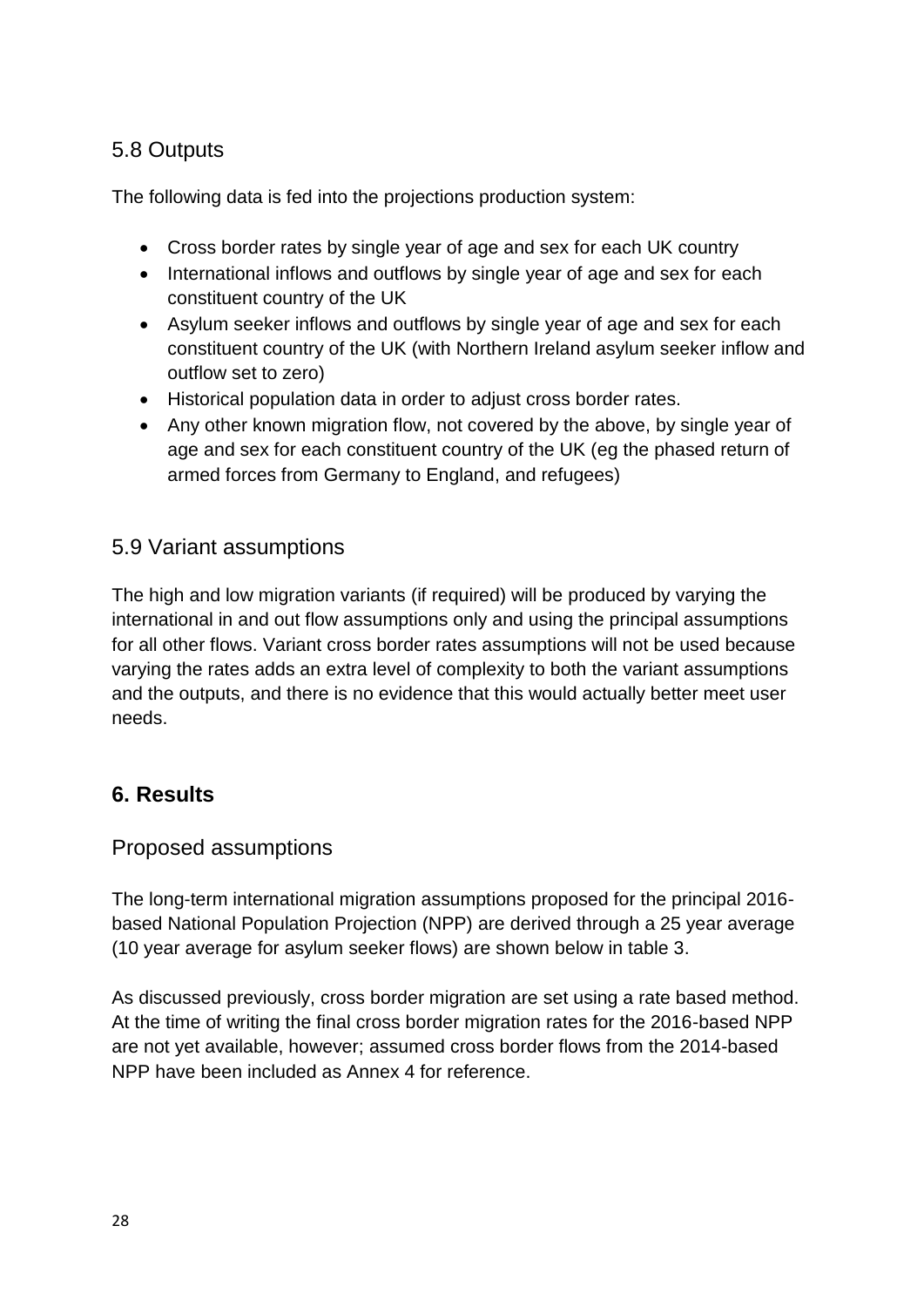## 5.8 Outputs

The following data is fed into the projections production system:

- Cross border rates by single year of age and sex for each UK country
- International inflows and outflows by single year of age and sex for each constituent country of the UK
- Asylum seeker inflows and outflows by single year of age and sex for each constituent country of the UK (with Northern Ireland asylum seeker inflow and outflow set to zero)
- Historical population data in order to adjust cross border rates.
- Any other known migration flow, not covered by the above, by single year of age and sex for each constituent country of the UK (eg the phased return of armed forces from Germany to England, and refugees)

## 5.9 Variant assumptions

The high and low migration variants (if required) will be produced by varying the international in and out flow assumptions only and using the principal assumptions for all other flows. Variant cross border rates assumptions will not be used because varying the rates adds an extra level of complexity to both the variant assumptions and the outputs, and there is no evidence that this would actually better meet user needs.

# 6. Results

## Proposed assumptions

The long-term international migration assumptions proposed for the principal 2016-based National Population Projection (NPP) are derived through a 25 year average (10 year average for asylum seeker flows) are shown below in table 3.

As discussed previously, cross border migration are set using a rate based method. At the time of writing the final cross border migration rates for the 2016-based NPP are not yet available, however; assumed cross border flows from the 2014-based NPP have been included as Annex 4 for reference.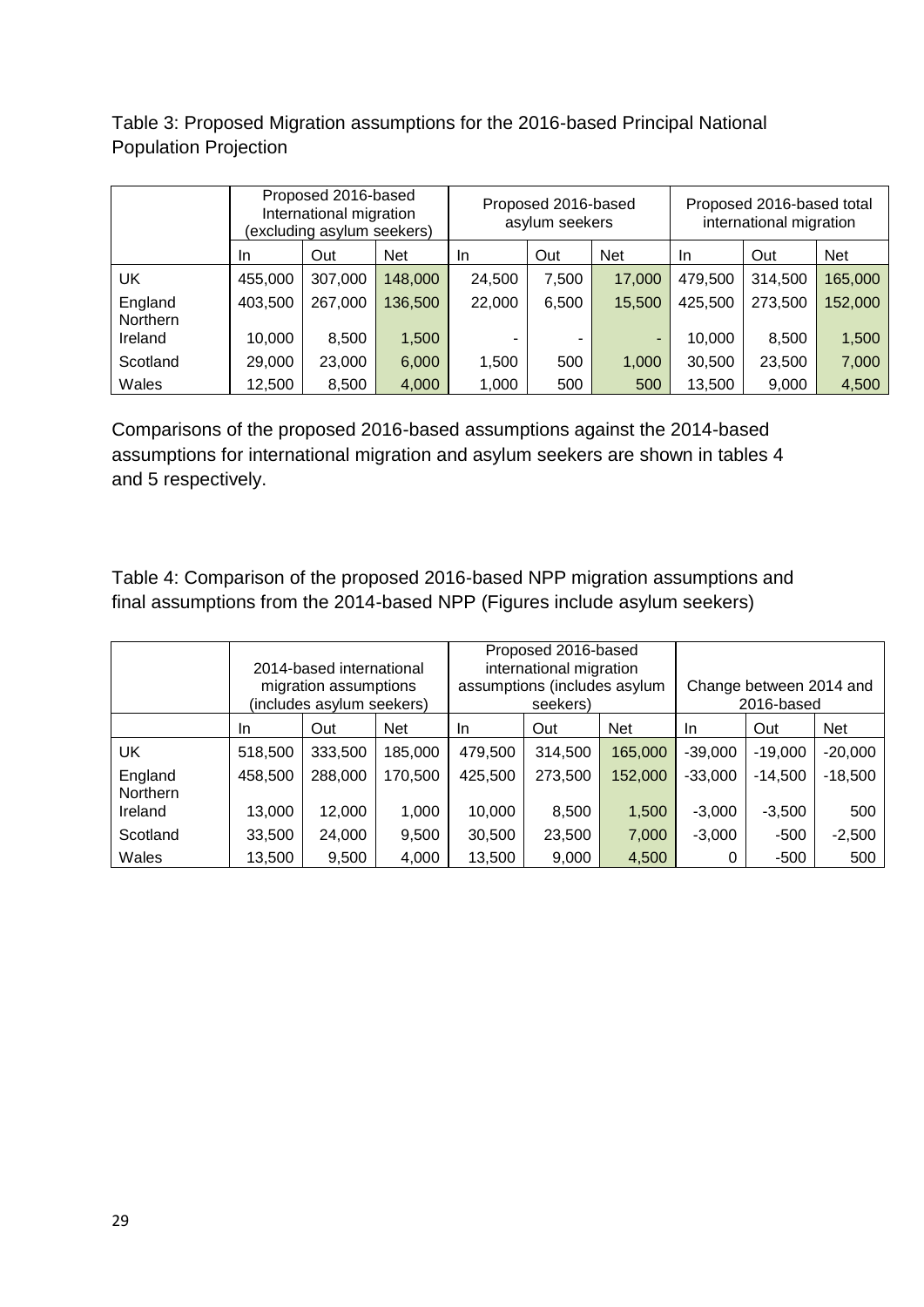Table 3: Proposed Migration assumptions for the 2016-based Principal National Population Projection

| | Proposed 2016-based International migration (excluding asylum seekers) | | | Proposed 2016-based asylum seekers | | | Proposed 2016-based total international migration | | |
|---|---|---|---|---|---|---|---|---|---|
| | In | Out | Net | In | Out | Net | In | Out | Net |
| UK | 455,000 | 307,000 | 148,000 | 24,500 | 7,500 | 17,000 | 479,500 | 314,500 | 165,000 |
| England | 403,500 | 267,000 | 136,500 | 22,000 | 6,500 | 15,500 | 425,500 | 273,500 | 152,000 |
| Northern Ireland | 10,000 | 8,500 | 1,500 | - | - | - | 10,000 | 8,500 | 1,500 |
| Scotland | 29,000 | 23,000 | 6,000 | 1,500 | 500 | 1,000 | 30,500 | 23,500 | 7,000 |
| Wales | 12,500 | 8,500 | 4,000 | 1,000 | 500 | 500 | 13,500 | 9,000 | 4,500 |

Comparisons of the proposed 2016-based assumptions against the 2014-based assumptions for international migration and asylum seekers are shown in tables 4 and 5 respectively.

Table 4: Comparison of the proposed 2016-based NPP migration assumptions and final assumptions from the 2014-based NPP (Figures include asylum seekers)

| | 2014-based international migration assumptions (includes asylum seekers) | | | Proposed 2016-based international migration assumptions (includes asylum seekers) | | | Change between 2014 and 2016-based | | |
|---|---|---|---|---|---|---|---|---|---|
| | In | Out | Net | In | Out | Net | In | Out | Net |
| UK | 518,500 | 333,500 | 185,000 | 479,500 | 314,500 | 165,000 | -39,000 | -19,000 | -20,000 |
| England | 458,500 | 288,000 | 170,500 | 425,500 | 273,500 | 152,000 | -33,000 | -14,500 | -18,500 |
| Northern Ireland | 13,000 | 12,000 | 1,000 | 10,000 | 8,500 | 1,500 | -3,000 | -3,500 | 500 |
| Scotland | 33,500 | 24,000 | 9,500 | 30,500 | 23,500 | 7,000 | -3,000 | -500 | -2,500 |
| Wales | 13,500 | 9,500 | 4,000 | 13,500 | 9,000 | 4,500 | 0 | -500 | 500 |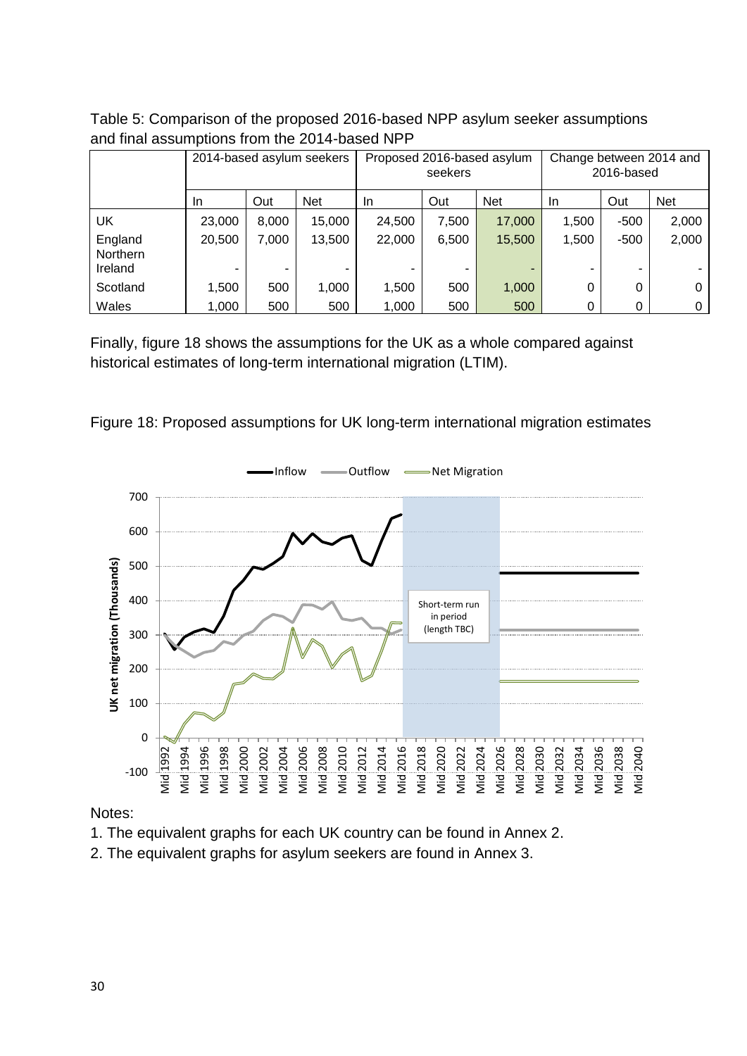Table 5: Comparison of the proposed 2016-based NPP asylum seeker assumptions and final assumptions from the 2014-based NPP

| | 2014-based asylum seekers | | | Proposed 2016-based asylum seekers | | | Change between 2014 and 2016-based | | |
|---|---|---|---|---|---|---|---|---|---|
| | In | Out | Net | In | Out | Net | In | Out | Net |
| UK | 23,000 | 8,000 | 15,000 | 24,500 | 7,500 | 17,000 | 1,500 | -500 | 2,000 |
| England | 20,500 | 7,000 | 13,500 | 22,000 | 6,500 | 15,500 | 1,500 | -500 | 2,000 |
| Northern Ireland | - | - | - | - | - | - | - | - | - |
| Scotland | 1,500 | 500 | 1,000 | 1,500 | 500 | 1,000 | 0 | 0 | 0 |
| Wales | 1,000 | 500 | 500 | 1,000 | 500 | 500 | 0 | 0 | 0 |

Finally, figure 18 shows the assumptions for the UK as a whole compared against historical estimates of long-term international migration (LTIM).

Figure 18: Proposed assumptions for UK long-term international migration estimates

Notes:

1. The equivalent graphs for each UK country can be found in Annex 2.
2. The equivalent graphs for asylum seekers are found in Annex 3.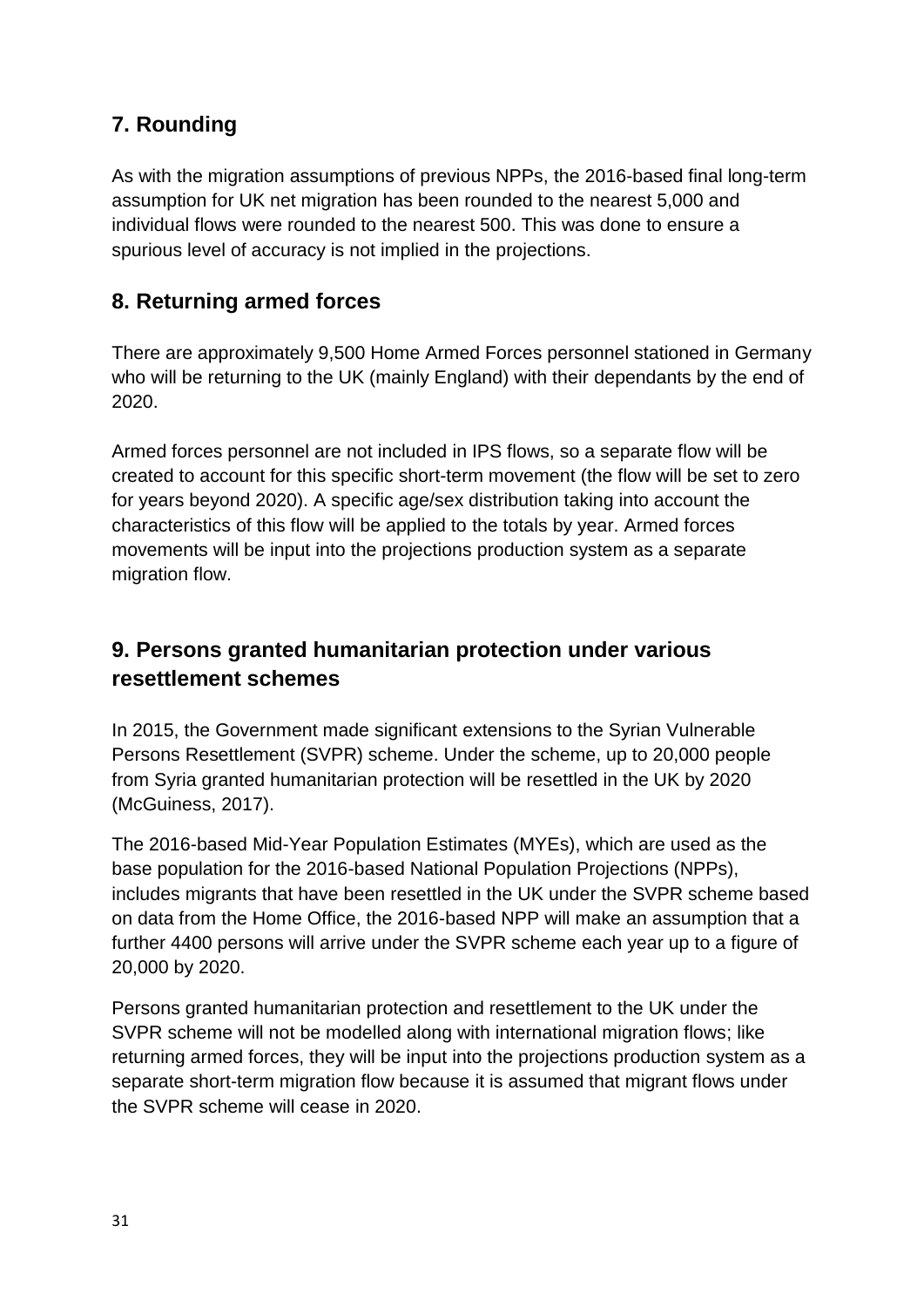## 7. Rounding

As with the migration assumptions of previous NPPs, the 2016-based final long-term assumption for UK net migration has been rounded to the nearest 5,000 and individual flows were rounded to the nearest 500. This was done to ensure a spurious level of accuracy is not implied in the projections.

## 8. Returning armed forces

There are approximately 9,500 Home Armed Forces personnel stationed in Germany who will be returning to the UK (mainly England) with their dependants by the end of 2020.

Armed forces personnel are not included in IPS flows, so a separate flow will be created to account for this specific short-term movement (the flow will be set to zero for years beyond 2020). A specific age/sex distribution taking into account the characteristics of this flow will be applied to the totals by year. Armed forces movements will be input into the projections production system as a separate migration flow.

## 9. Persons granted humanitarian protection under various resettlement schemes

In 2015, the Government made significant extensions to the Syrian Vulnerable Persons Resettlement (SVPR) scheme. Under the scheme, up to 20,000 people from Syria granted humanitarian protection will be resettled in the UK by 2020 (McGuiness, 2017).

The 2016-based Mid-Year Population Estimates (MYEs), which are used as the base population for the 2016-based National Population Projections (NPPs), includes migrants that have been resettled in the UK under the SVPR scheme based on data from the Home Office, the 2016-based NPP will make an assumption that a further 4400 persons will arrive under the SVPR scheme each year up to a figure of 20,000 by 2020.

Persons granted humanitarian protection and resettlement to the UK under the SVPR scheme will not be modelled along with international migration flows; like returning armed forces, they will be input into the projections production system as a separate short-term migration flow because it is assumed that migrant flows under the SVPR scheme will cease in 2020.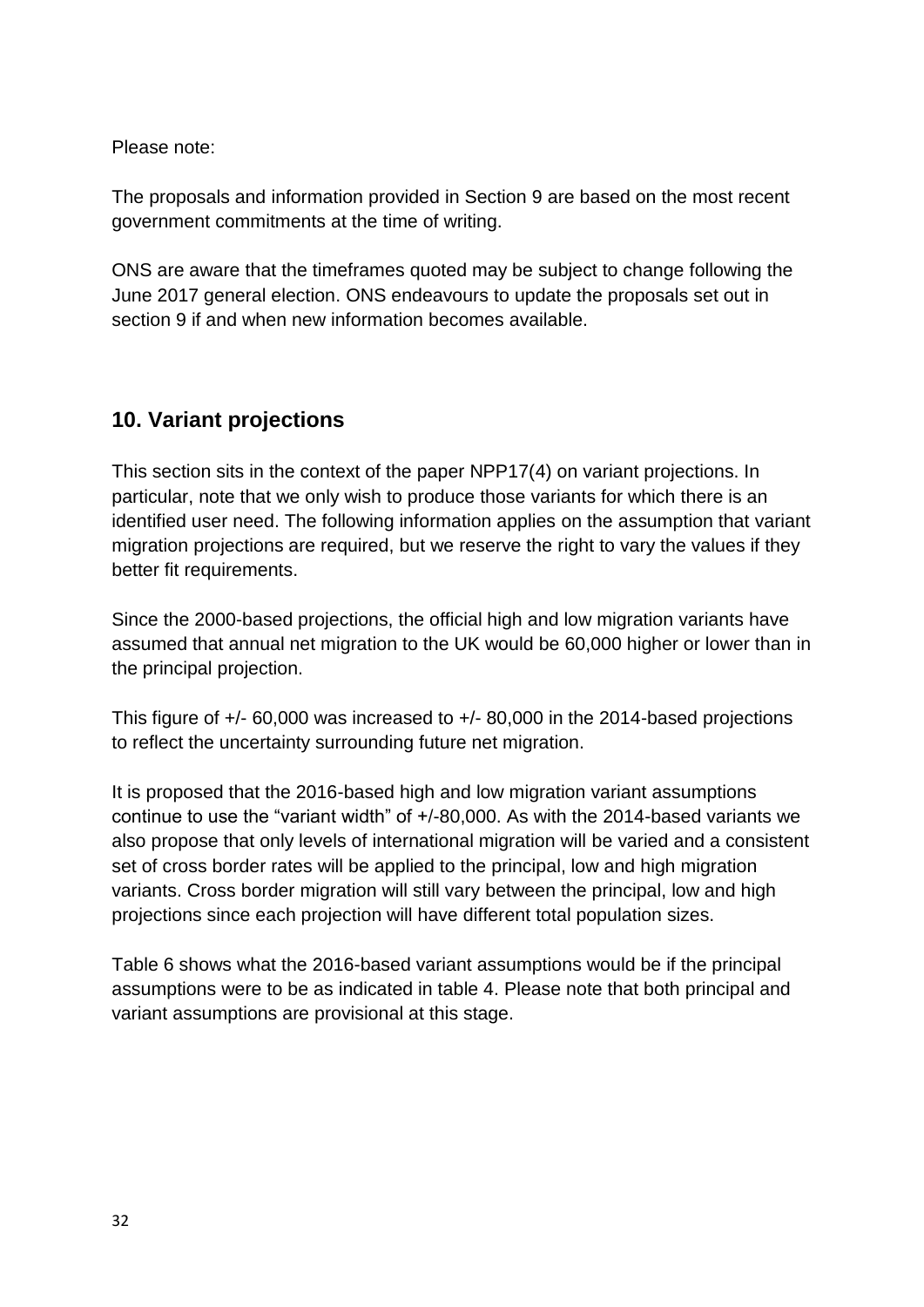Please note:

The proposals and information provided in Section 9 are based on the most recent government commitments at the time of writing.

ONS are aware that the timeframes quoted may be subject to change following the June 2017 general election. ONS endeavours to update the proposals set out in section 9 if and when new information becomes available.

## 10. Variant projections

This section sits in the context of the paper NPP17(4) on variant projections. In particular, note that we only wish to produce those variants for which there is an identified user need. The following information applies on the assumption that variant migration projections are required, but we reserve the right to vary the values if they better fit requirements.

Since the 2000-based projections, the official high and low migration variants have assumed that annual net migration to the UK would be 60,000 higher or lower than in the principal projection.

This figure of +/- 60,000 was increased to +/- 80,000 in the 2014-based projections to reflect the uncertainty surrounding future net migration.

It is proposed that the 2016-based high and low migration variant assumptions continue to use the "variant width" of +/-80,000. As with the 2014-based variants we also propose that only levels of international migration will be varied and a consistent set of cross border rates will be applied to the principal, low and high migration variants. Cross border migration will still vary between the principal, low and high projections since each projection will have different total population sizes.

Table 6 shows what the 2016-based variant assumptions would be if the principal assumptions were to be as indicated in table 4. Please note that both principal and variant assumptions are provisional at this stage.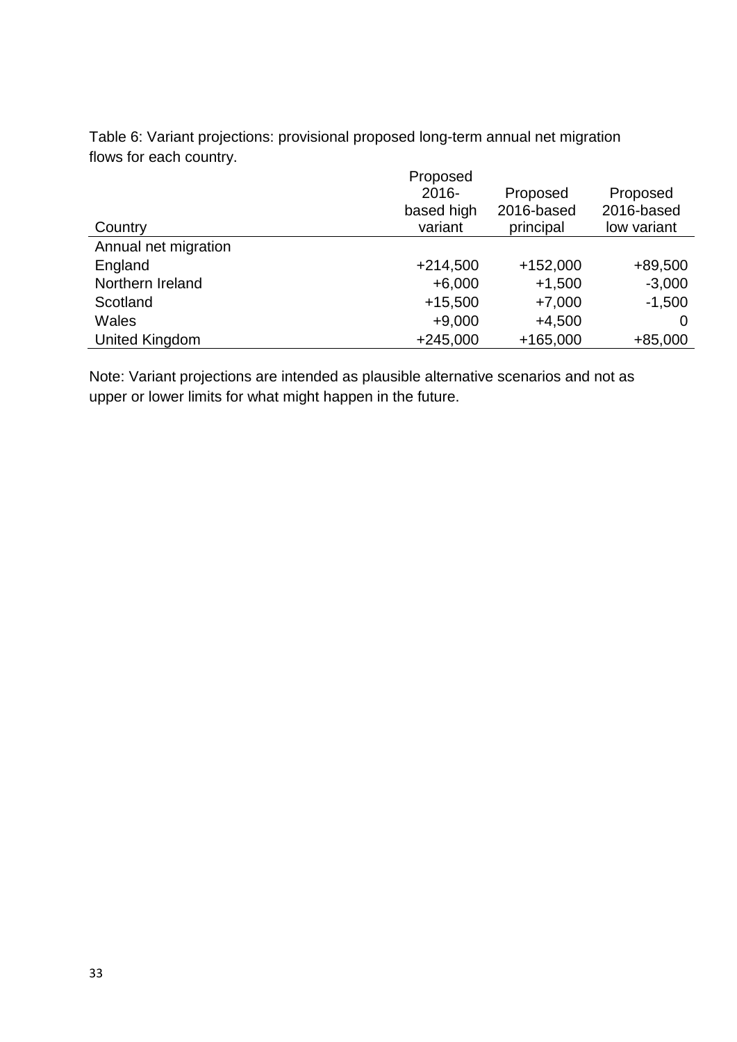Table 6: Variant projections: provisional proposed long-term annual net migration flows for each country.

| Country | Proposed 2016-based high variant | Proposed 2016-based principal | Proposed 2016-based low variant |
|---|---|---|---|
| Annual net migration | | | |
| England | +214,500 | +152,000 | +89,500 |
| Northern Ireland | +6,000 | +1,500 | -3,000 |
| Scotland | +15,500 | +7,000 | -1,500 |
| Wales | +9,000 | +4,500 | 0 |
| United Kingdom | +245,000 | +165,000 | +85,000 |

Note: Variant projections are intended as plausible alternative scenarios and not as upper or lower limits for what might happen in the future.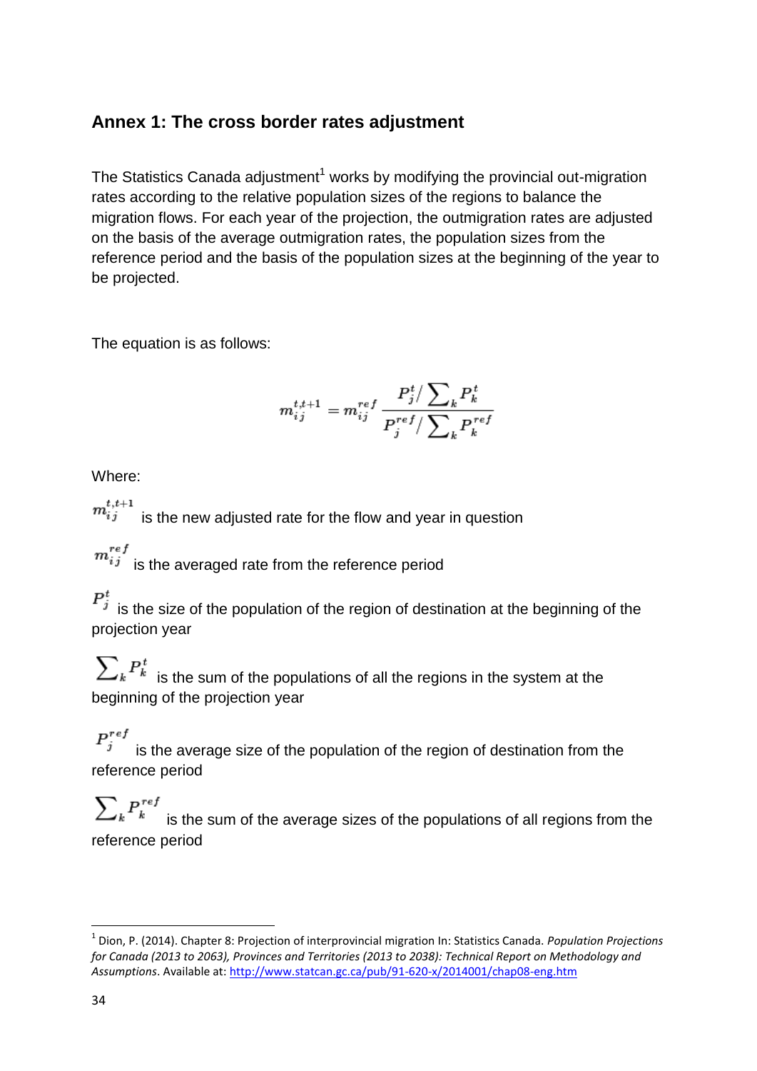## Annex 1: The cross border rates adjustment

The Statistics Canada adjustment[1] works by modifying the provincial out-migration rates according to the relative population sizes of the regions to balance the migration flows. For each year of the projection, the outmigration rates are adjusted on the basis of the average outmigration rates, the population sizes from the reference period and the basis of the population sizes at the beginning of the year to be projected.

The equation is as follows:

$$m_{ij}^{t,t+1} = m_{ij}^{ref} \frac{P_j^t / \sum_k P_k^t}{P_j^{ref} / \sum_k P_k^{ref}}$$

Where:

$m_{ij}^{t,t+1}$ is the new adjusted rate for the flow and year in question

$m_{ij}^{ref}$ is the averaged rate from the reference period

$P_j^t$ is the size of the population of the region of destination at the beginning of the projection year

$\sum_k P_k^t$ is the sum of the populations of all the regions in the system at the beginning of the projection year

$P_j^{ref}$ is the average size of the population of the region of destination from the reference period

$\sum_k P_k^{ref}$ is the sum of the average sizes of the populations of all regions from the reference period

[1] Dion, P. (2014). Chapter 8: Projection of interprovincial migration In: Statistics Canada. *Population Projections for Canada (2013 to 2063), Provinces and Territories (2013 to 2038): Technical Report on Methodology and Assumptions*. Available at: http://www.statcan.gc.ca/pub/91-620-x/2014001/chap08-eng.htm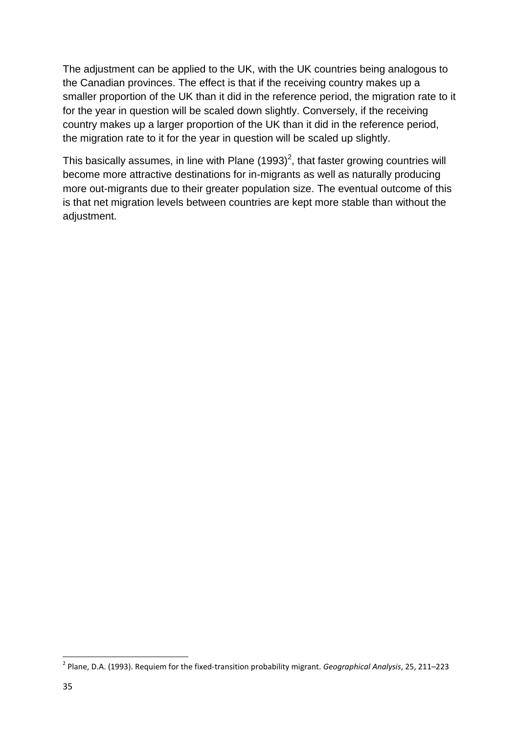The adjustment can be applied to the UK, with the UK countries being analogous to the Canadian provinces. The effect is that if the receiving country makes up a smaller proportion of the UK than it did in the reference period, the migration rate to it for the year in question will be scaled down slightly. Conversely, if the receiving country makes up a larger proportion of the UK than it did in the reference period, the migration rate to it for the year in question will be scaled up slightly.

This basically assumes, in line with Plane (1993)[2], that faster growing countries will become more attractive destinations for in-migrants as well as naturally producing more out-migrants due to their greater population size. The eventual outcome of this is that net migration levels between countries are kept more stable than without the adjustment.

---

[2] Plane, D.A. (1993). Requiem for the fixed-transition probability migrant. *Geographical Analysis*, 25, 211–223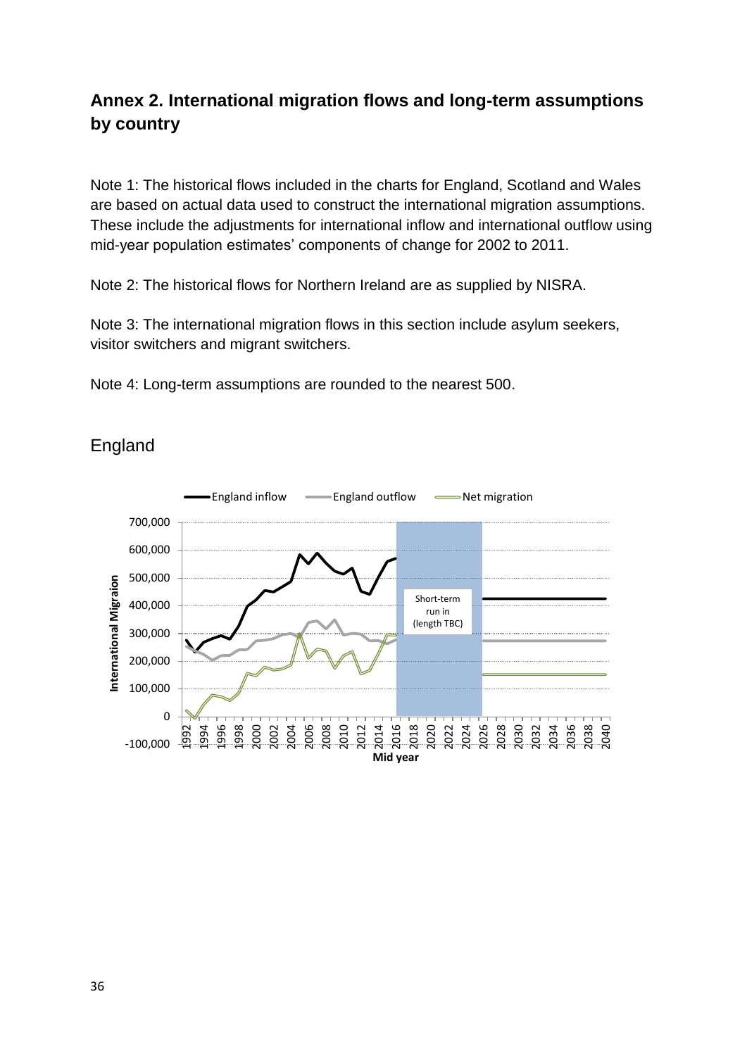## Annex 2. International migration flows and long-term assumptions by country

Note 1: The historical flows included in the charts for England, Scotland and Wales are based on actual data used to construct the international migration assumptions. These include the adjustments for international inflow and international outflow using mid-year population estimates' components of change for 2002 to 2011.

Note 2: The historical flows for Northern Ireland are as supplied by NISRA.

Note 3: The international migration flows in this section include asylum seekers, visitor switchers and migrant switchers.

Note 4: Long-term assumptions are rounded to the nearest 500.

### England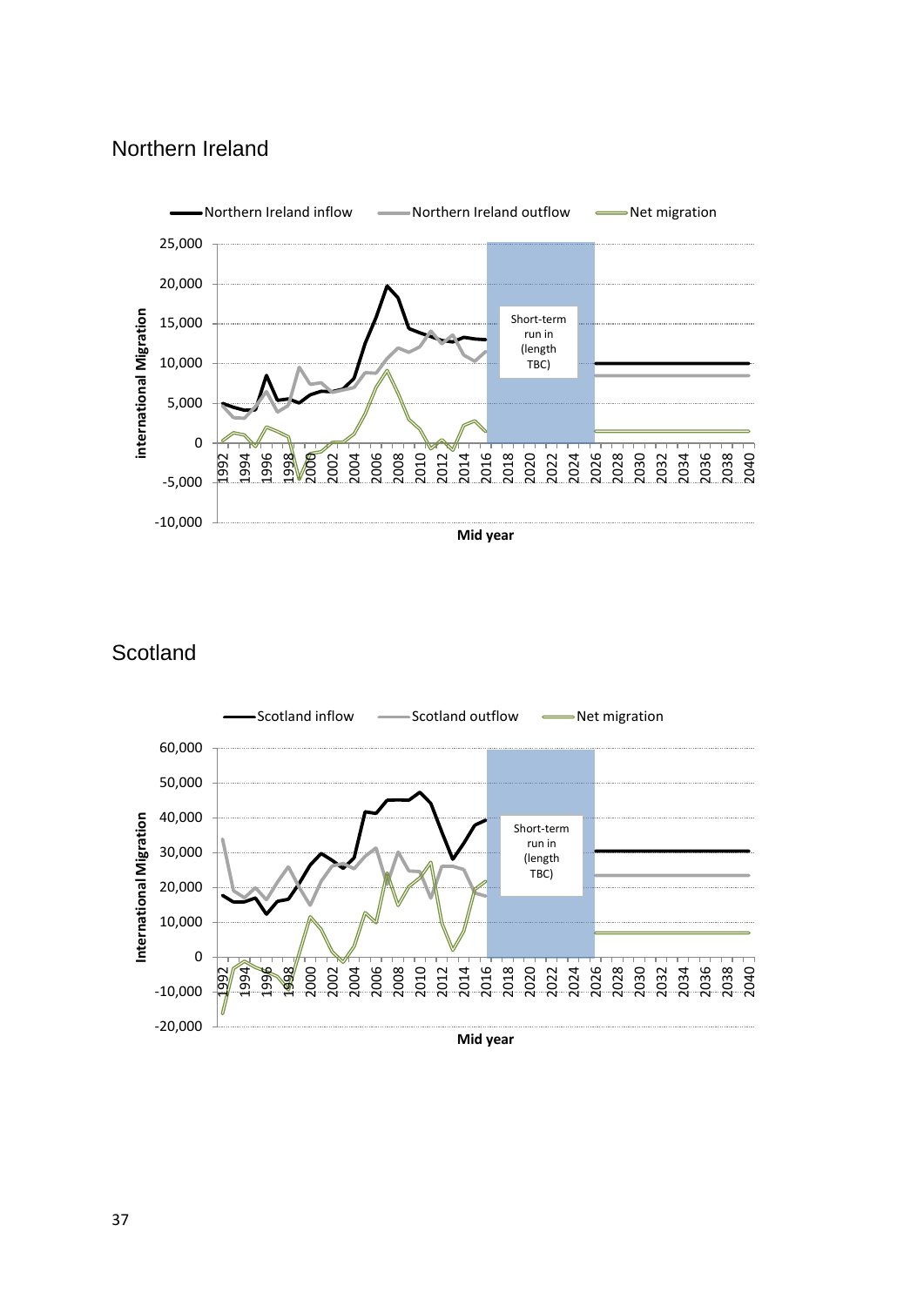## Northern Ireland

Northern Ireland inflow | Northern Ireland outflow | Net migration

international Migration

Mid year

Short-term run in (length TBC)

## Scotland

Scotland inflow | Scotland outflow | Net migration

International Migration

Mid year

Short-term run in (length TBC)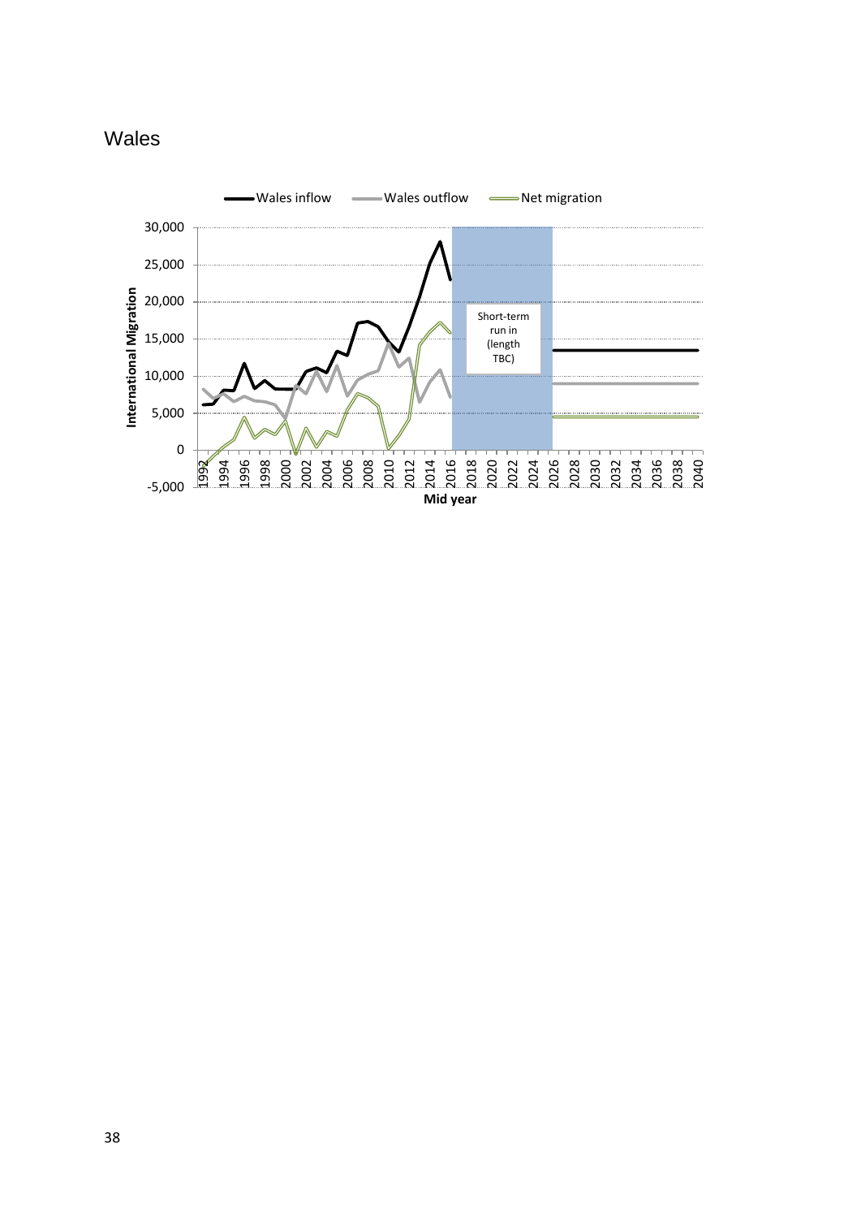# Wales

Wales inflow | Wales outflow | Net migration

International Migration

30,000
25,000
20,000
15,000
10,000
5,000
0
-5,000

Short-term run in (length TBC)

1992 1994 1996 1998 2000 2002 2004 2006 2008 2010 2012 2014 2016 2018 2020 2022 2024 2026 2028 2030 2032 2034 2036 2038 2040

Mid year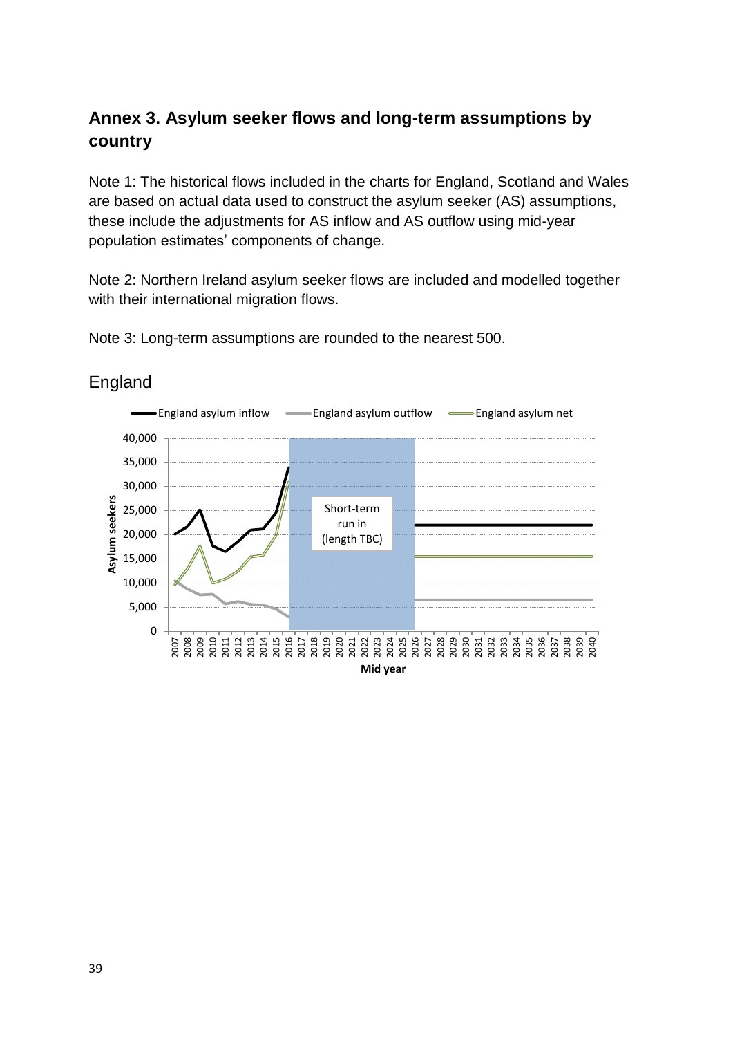## Annex 3. Asylum seeker flows and long-term assumptions by country

Note 1: The historical flows included in the charts for England, Scotland and Wales are based on actual data used to construct the asylum seeker (AS) assumptions, these include the adjustments for AS inflow and AS outflow using mid-year population estimates' components of change.

Note 2: Northern Ireland asylum seeker flows are included and modelled together with their international migration flows.

Note 3: Long-term assumptions are rounded to the nearest 500.

### England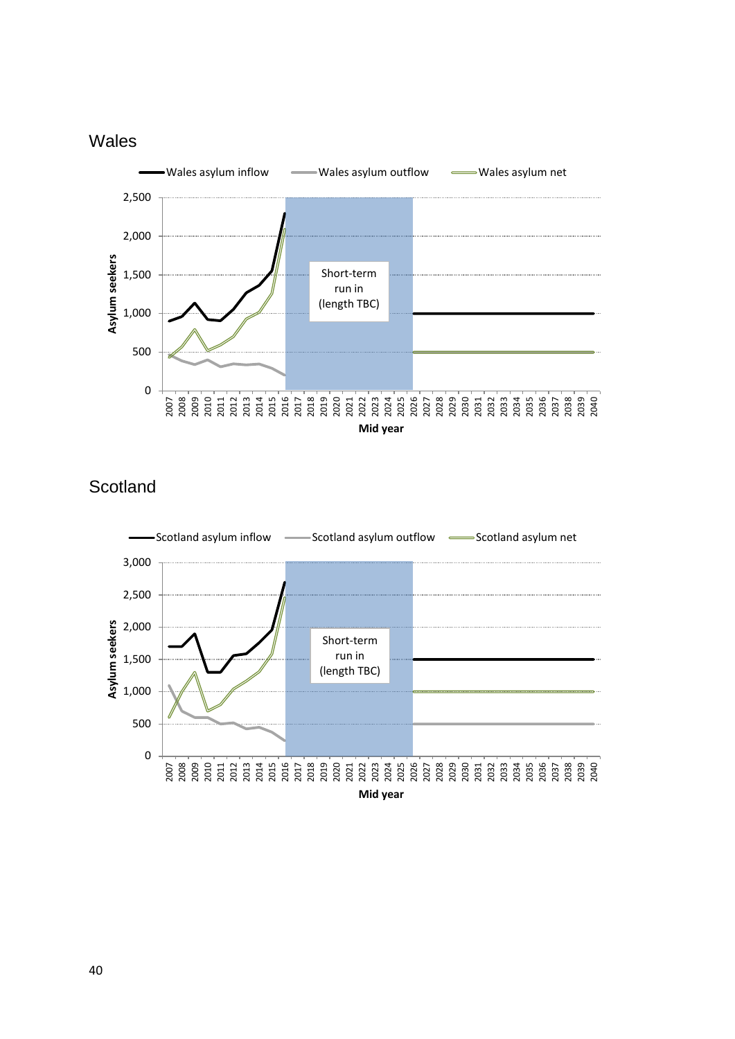## Wales

## Scotland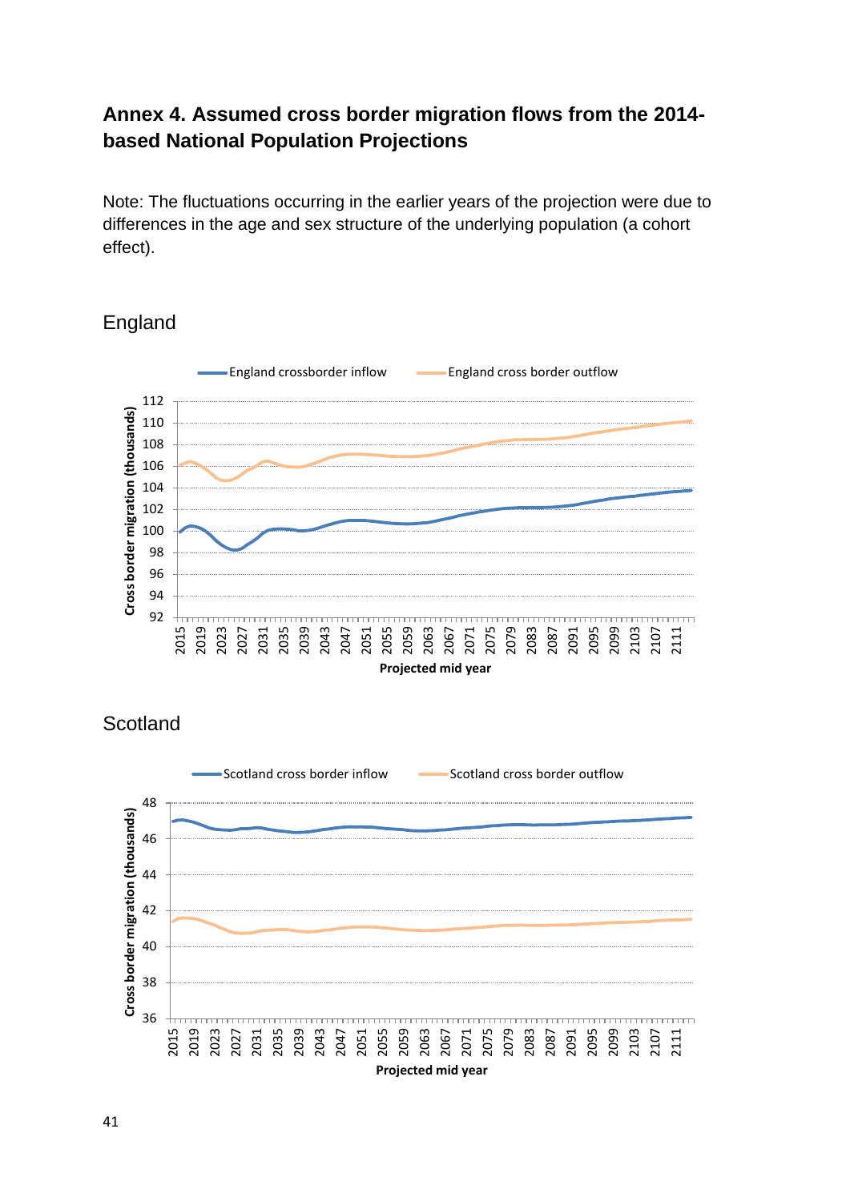## Annex 4. Assumed cross border migration flows from the 2014-based National Population Projections

Note: The fluctuations occurring in the earlier years of the projection were due to differences in the age and sex structure of the underlying population (a cohort effect).

### England

### Scotland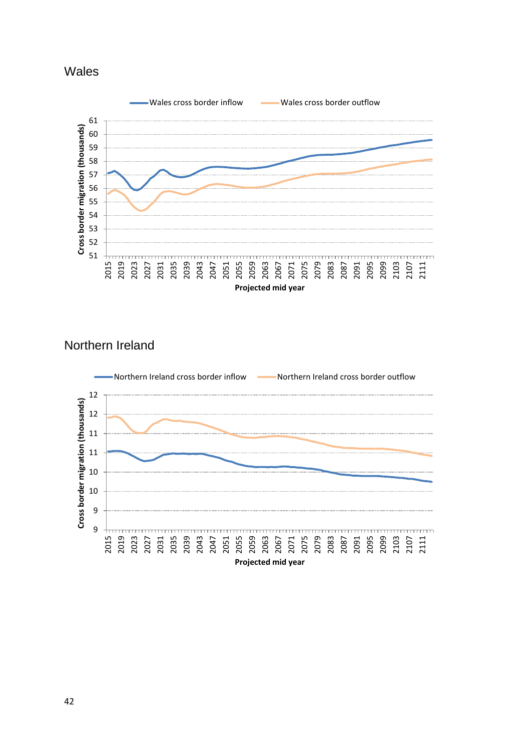## Wales

## Northern Ireland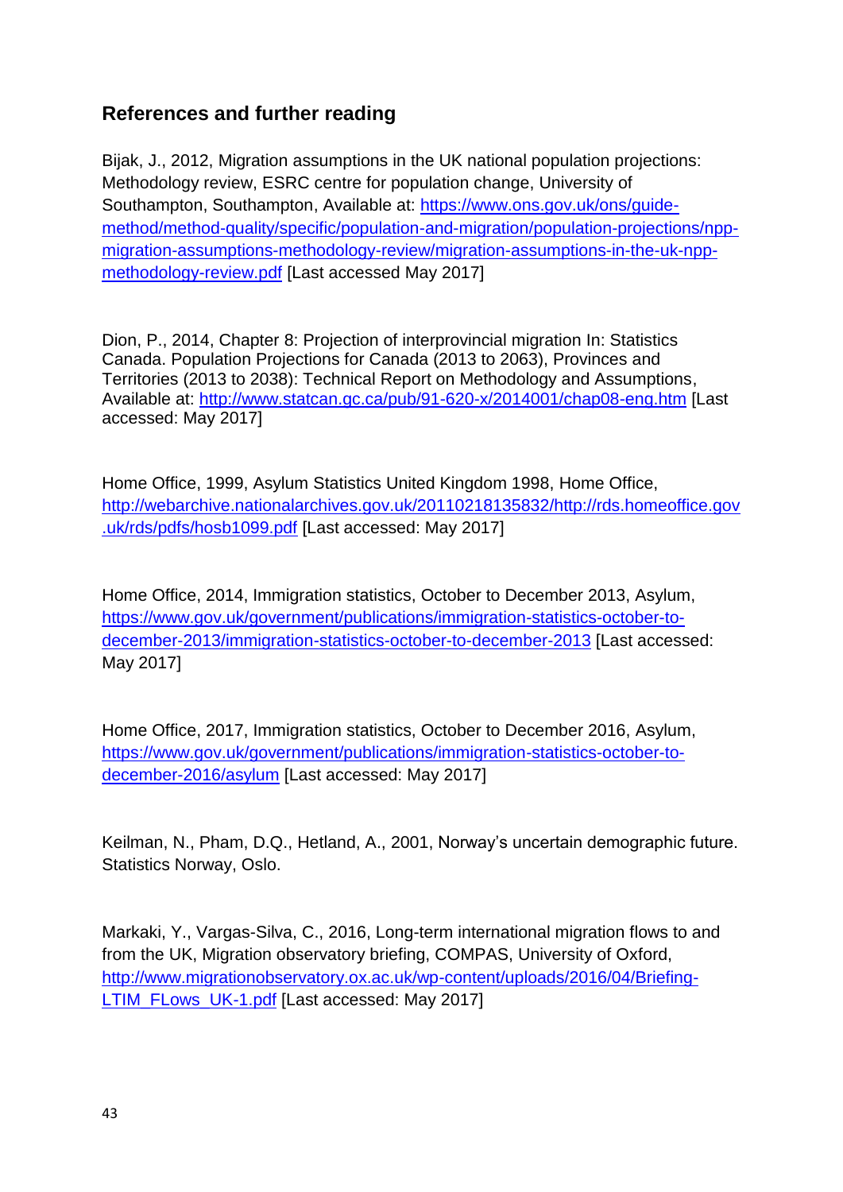## References and further reading

Bijak, J., 2012, Migration assumptions in the UK national population projections: Methodology review, ESRC centre for population change, University of Southampton, Southampton, Available at: https://www.ons.gov.uk/ons/guide-method/method-quality/specific/population-and-migration/population-projections/npp-migration-assumptions-methodology-review/migration-assumptions-in-the-uk-npp-methodology-review.pdf [Last accessed May 2017]

Dion, P., 2014, Chapter 8: Projection of interprovincial migration In: Statistics Canada. Population Projections for Canada (2013 to 2063), Provinces and Territories (2013 to 2038): Technical Report on Methodology and Assumptions, Available at: http://www.statcan.gc.ca/pub/91-620-x/2014001/chap08-eng.htm [Last accessed: May 2017]

Home Office, 1999, Asylum Statistics United Kingdom 1998, Home Office, http://webarchive.nationalarchives.gov.uk/20110218135832/http://rds.homeoffice.gov.uk/rds/pdfs/hosb1099.pdf [Last accessed: May 2017]

Home Office, 2014, Immigration statistics, October to December 2013, Asylum, https://www.gov.uk/government/publications/immigration-statistics-october-to-december-2013/immigration-statistics-october-to-december-2013 [Last accessed: May 2017]

Home Office, 2017, Immigration statistics, October to December 2016, Asylum, https://www.gov.uk/government/publications/immigration-statistics-october-to-december-2016/asylum [Last accessed: May 2017]

Keilman, N., Pham, D.Q., Hetland, A., 2001, Norway's uncertain demographic future. Statistics Norway, Oslo.

Markaki, Y., Vargas-Silva, C., 2016, Long-term international migration flows to and from the UK, Migration observatory briefing, COMPAS, University of Oxford, http://www.migrationobservatory.ox.ac.uk/wp-content/uploads/2016/04/Briefing-LTIM_FLows_UK-1.pdf [Last accessed: May 2017]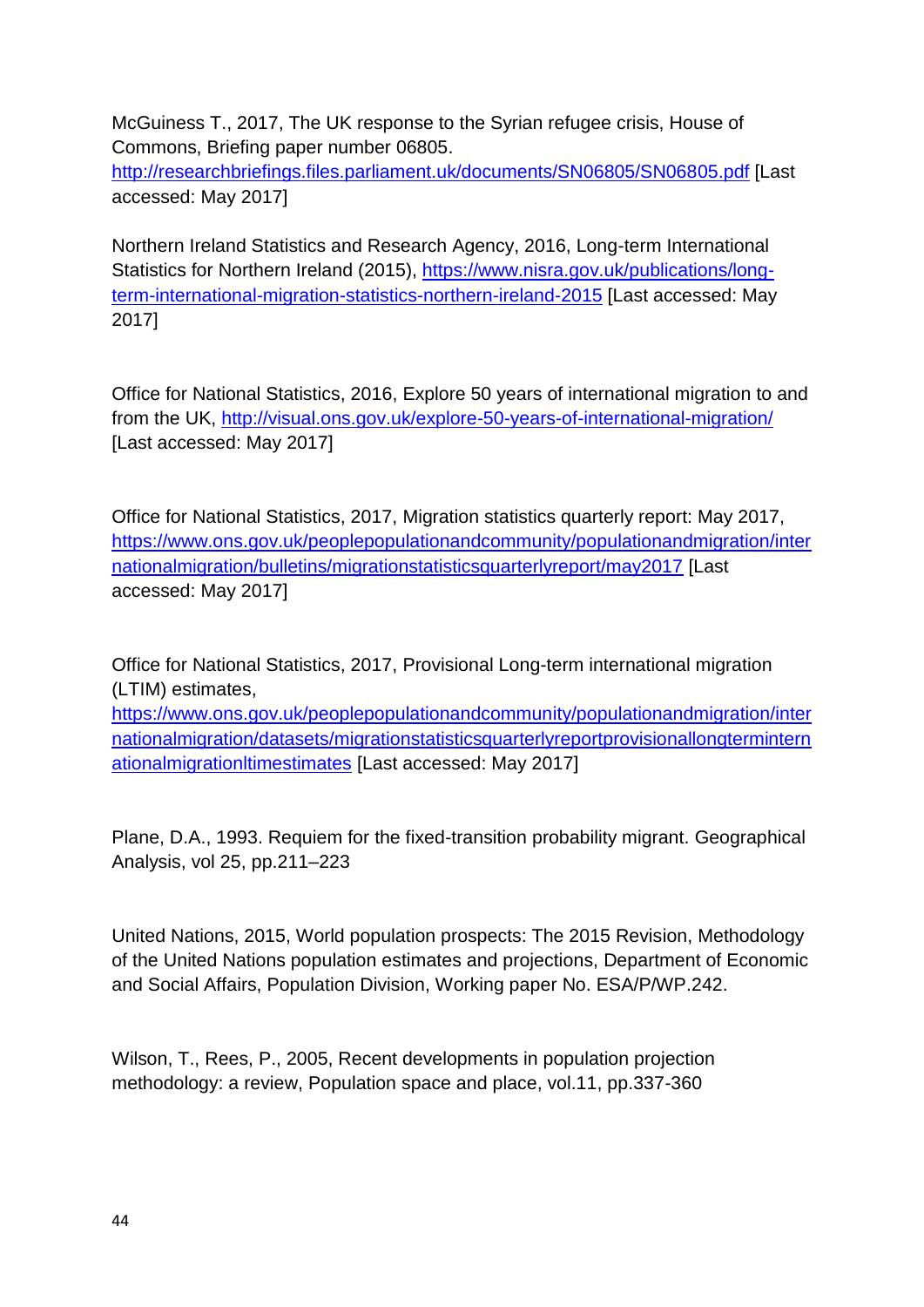McGuiness T., 2017, The UK response to the Syrian refugee crisis, House of Commons, Briefing paper number 06805. http://researchbriefings.files.parliament.uk/documents/SN06805/SN06805.pdf [Last accessed: May 2017]

Northern Ireland Statistics and Research Agency, 2016, Long-term International Statistics for Northern Ireland (2015), https://www.nisra.gov.uk/publications/long-term-international-migration-statistics-northern-ireland-2015 [Last accessed: May 2017]

Office for National Statistics, 2016, Explore 50 years of international migration to and from the UK, http://visual.ons.gov.uk/explore-50-years-of-international-migration/ [Last accessed: May 2017]

Office for National Statistics, 2017, Migration statistics quarterly report: May 2017, https://www.ons.gov.uk/peoplepopulationandcommunity/populationandmigration/internationalmigration/bulletins/migrationstatisticsquarterlyreport/may2017 [Last accessed: May 2017]

Office for National Statistics, 2017, Provisional Long-term international migration (LTIM) estimates, https://www.ons.gov.uk/peoplepopulationandcommunity/populationandmigration/internationalmigration/datasets/migrationstatisticsquarterlyreportprovisionallongterminternationalmigrationltimestimates [Last accessed: May 2017]

Plane, D.A., 1993. Requiem for the fixed-transition probability migrant. Geographical Analysis, vol 25, pp.211–223

United Nations, 2015, World population prospects: The 2015 Revision, Methodology of the United Nations population estimates and projections, Department of Economic and Social Affairs, Population Division, Working paper No. ESA/P/WP.242.

Wilson, T., Rees, P., 2005, Recent developments in population projection methodology: a review, Population space and place, vol.11, pp.337-360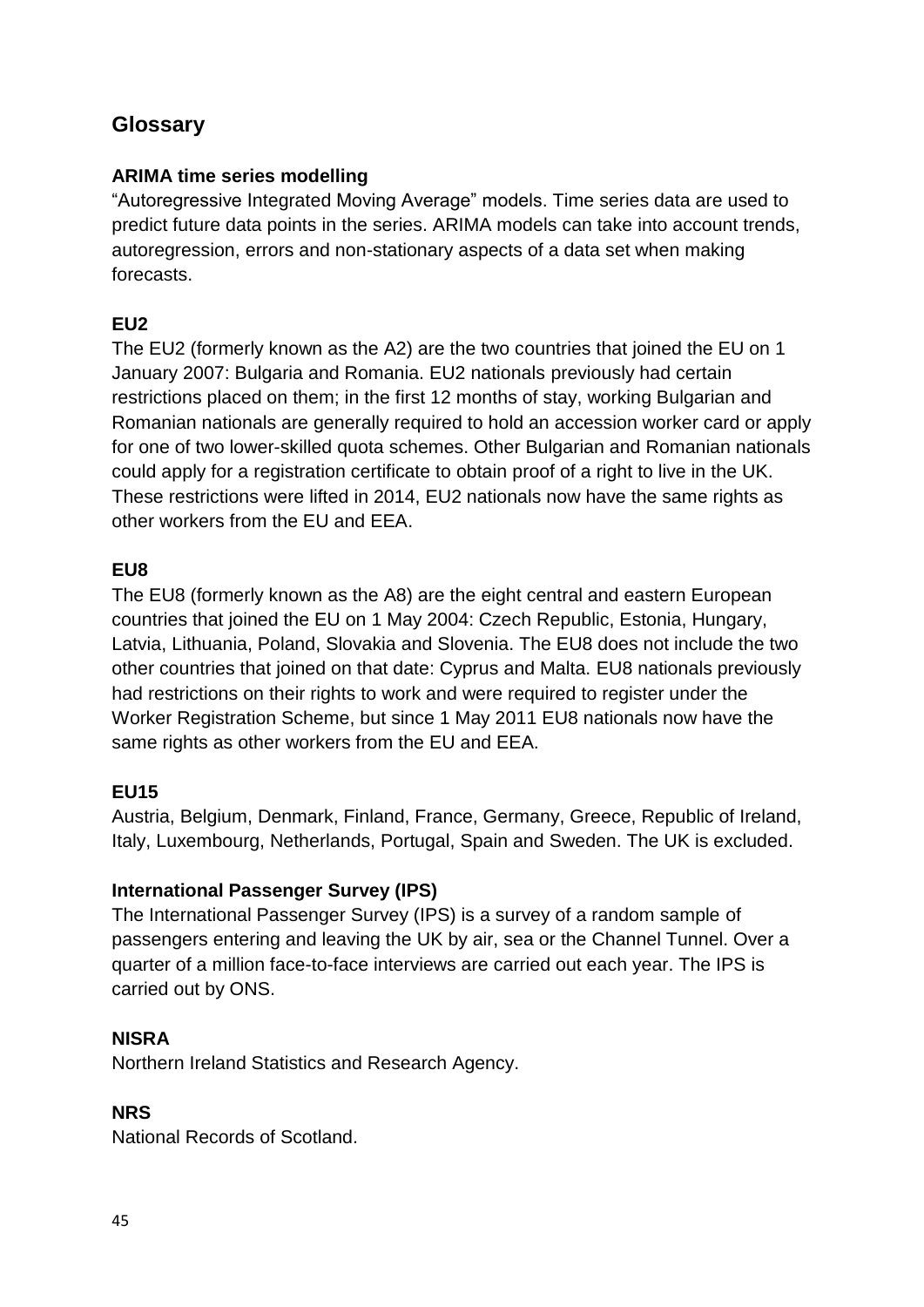## Glossary

### ARIMA time series modelling

"Autoregressive Integrated Moving Average" models. Time series data are used to predict future data points in the series. ARIMA models can take into account trends, autoregression, errors and non-stationary aspects of a data set when making forecasts.

### EU2

The EU2 (formerly known as the A2) are the two countries that joined the EU on 1 January 2007: Bulgaria and Romania. EU2 nationals previously had certain restrictions placed on them; in the first 12 months of stay, working Bulgarian and Romanian nationals are generally required to hold an accession worker card or apply for one of two lower-skilled quota schemes. Other Bulgarian and Romanian nationals could apply for a registration certificate to obtain proof of a right to live in the UK. These restrictions were lifted in 2014, EU2 nationals now have the same rights as other workers from the EU and EEA.

### EU8

The EU8 (formerly known as the A8) are the eight central and eastern European countries that joined the EU on 1 May 2004: Czech Republic, Estonia, Hungary, Latvia, Lithuania, Poland, Slovakia and Slovenia. The EU8 does not include the two other countries that joined on that date: Cyprus and Malta. EU8 nationals previously had restrictions on their rights to work and were required to register under the Worker Registration Scheme, but since 1 May 2011 EU8 nationals now have the same rights as other workers from the EU and EEA.

### EU15

Austria, Belgium, Denmark, Finland, France, Germany, Greece, Republic of Ireland, Italy, Luxembourg, Netherlands, Portugal, Spain and Sweden. The UK is excluded.

### International Passenger Survey (IPS)

The International Passenger Survey (IPS) is a survey of a random sample of passengers entering and leaving the UK by air, sea or the Channel Tunnel. Over a quarter of a million face-to-face interviews are carried out each year. The IPS is carried out by ONS.

### NISRA

Northern Ireland Statistics and Research Agency.

### NRS

National Records of Scotland.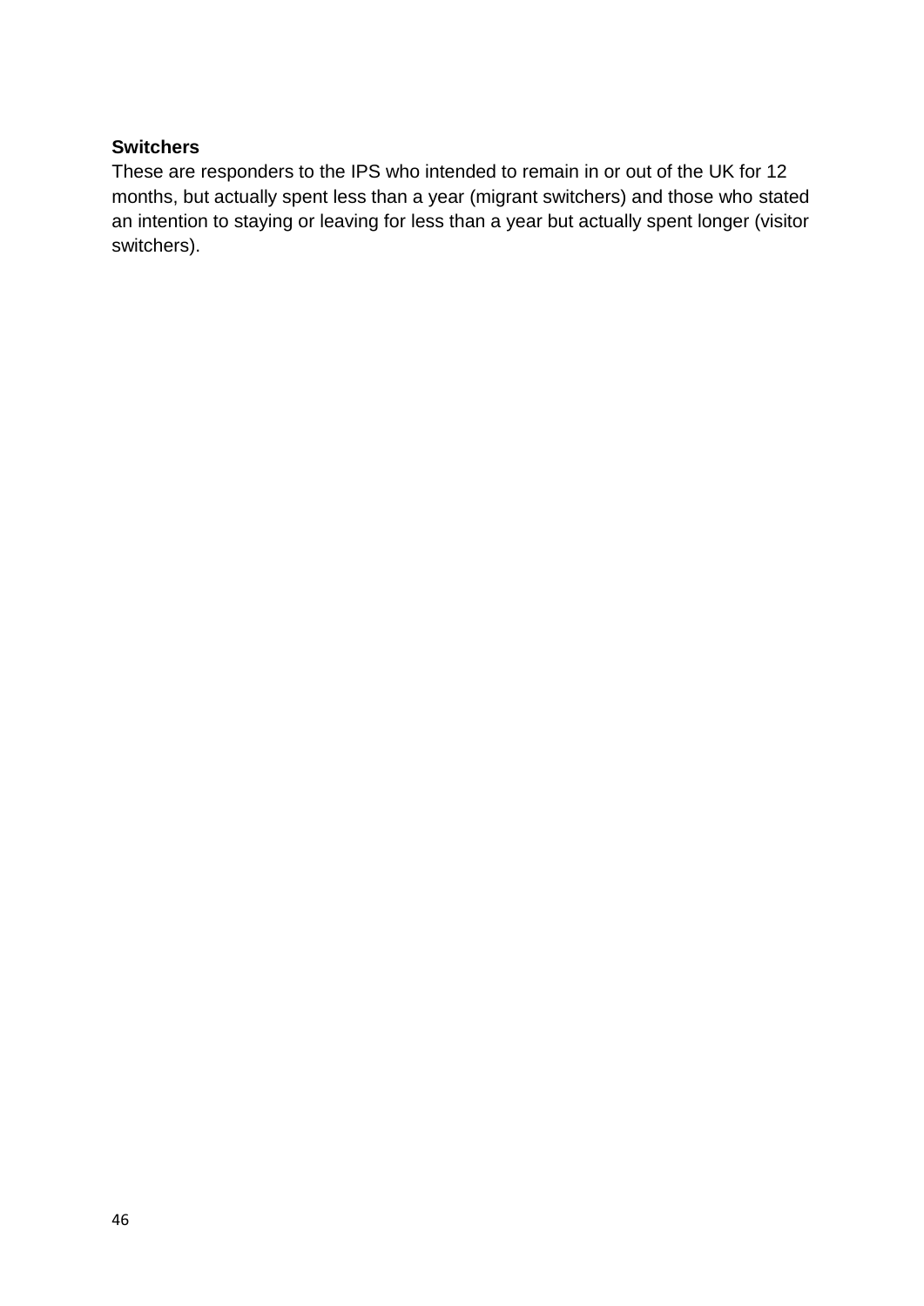**Switchers**

These are responders to the IPS who intended to remain in or out of the UK for 12 months, but actually spent less than a year (migrant switchers) and those who stated an intention to staying or leaving for less than a year but actually spent longer (visitor switchers).